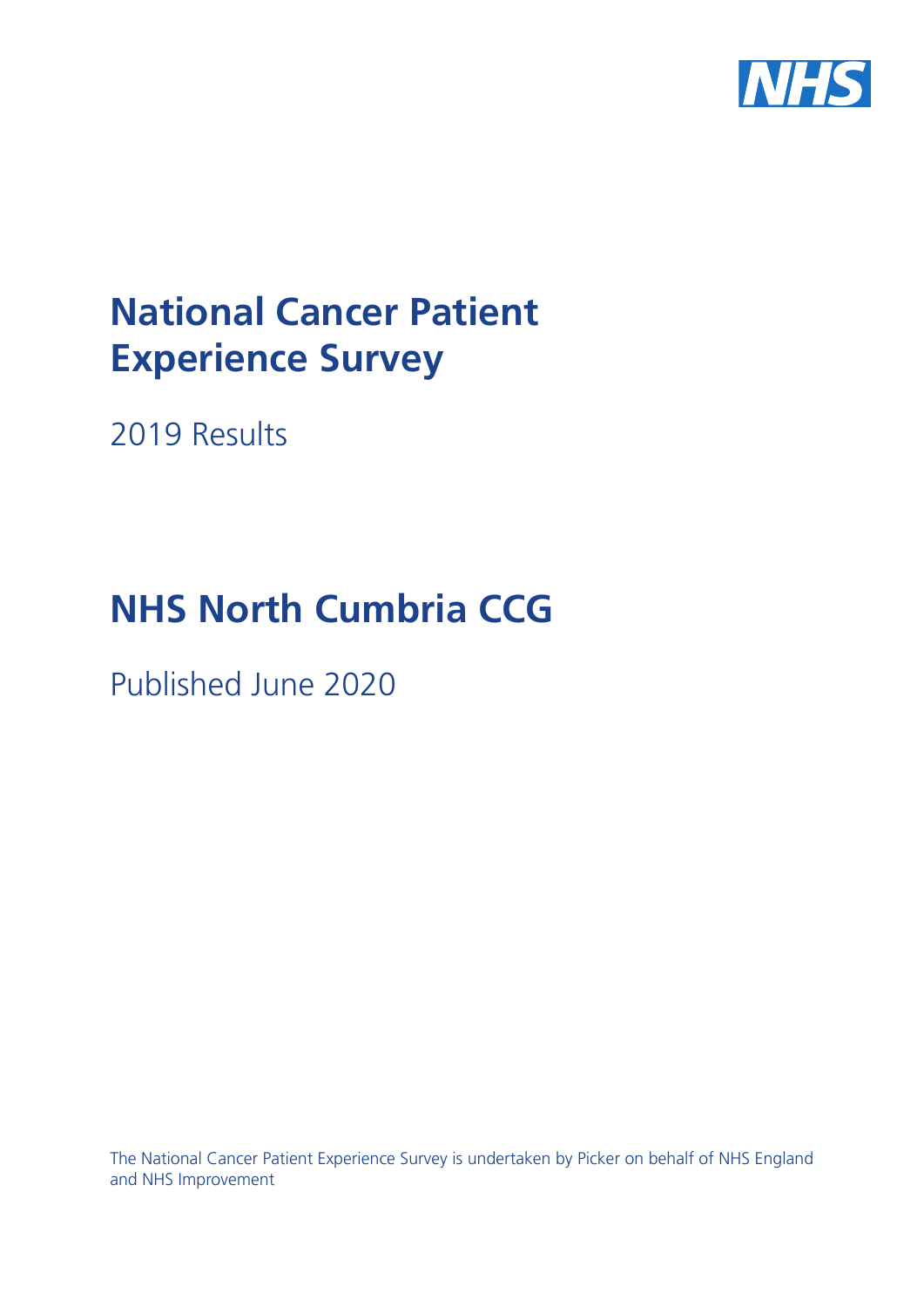# National Cancer Patient Experience Survey

2019 Results

# NHS North Cumbria CCG

Published June 2020

The National Cancer Patient Experience Survey is undertaken by Picker on behalf of NHS England and NHS Improvement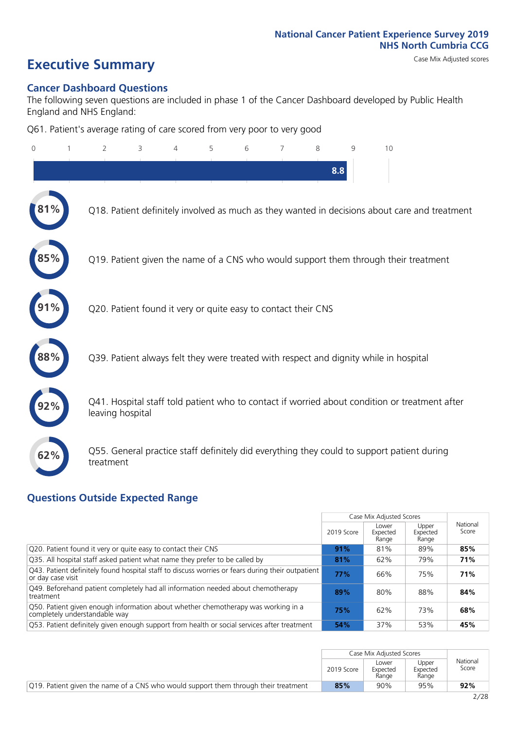# Executive Summary

Case Mix Adjusted scores

## Cancer Dashboard Questions

The following seven questions are included in phase 1 of the Cancer Dashboard developed by Public Health England and NHS England:

Q61. Patient's average rating of care scored from very poor to very good

**8.8**

- **81%** Q18. Patient definitely involved as much as they wanted in decisions about care and treatment
- **85%** Q19. Patient given the name of a CNS who would support them through their treatment
- **91%** Q20. Patient found it very or quite easy to contact their CNS
- **88%** Q39. Patient always felt they were treated with respect and dignity while in hospital
- **92%** Q41. Hospital staff told patient who to contact if worried about condition or treatment after leaving hospital
- **62%** Q55. General practice staff definitely did everything they could to support patient during treatment

## Questions Outside Expected Range

| | Case Mix Adjusted Scores | | | National Score |
|---|---|---|---|---|
| | 2019 Score | Lower Expected Range | Upper Expected Range | |
| Q20. Patient found it very or quite easy to contact their CNS | **91%** | 81% | 89% | **85%** |
| Q35. All hospital staff asked patient what name they prefer to be called by | **81%** | 62% | 79% | **71%** |
| Q43. Patient definitely found hospital staff to discuss worries or fears during their outpatient or day case visit | **77%** | 66% | 75% | **71%** |
| Q49. Beforehand patient completely had all information needed about chemotherapy treatment | **89%** | 80% | 88% | **84%** |
| Q50. Patient given enough information about whether chemotherapy was working in a completely understandable way | **75%** | 62% | 73% | **68%** |
| Q53. Patient definitely given enough support from health or social services after treatment | **54%** | 37% | 53% | **45%** |

| | Case Mix Adjusted Scores | | | National Score |
|---|---|---|---|---|
| | 2019 Score | Lower Expected Range | Upper Expected Range | |
| Q19. Patient given the name of a CNS who would support them through their treatment | **85%** | 90% | 95% | **92%** |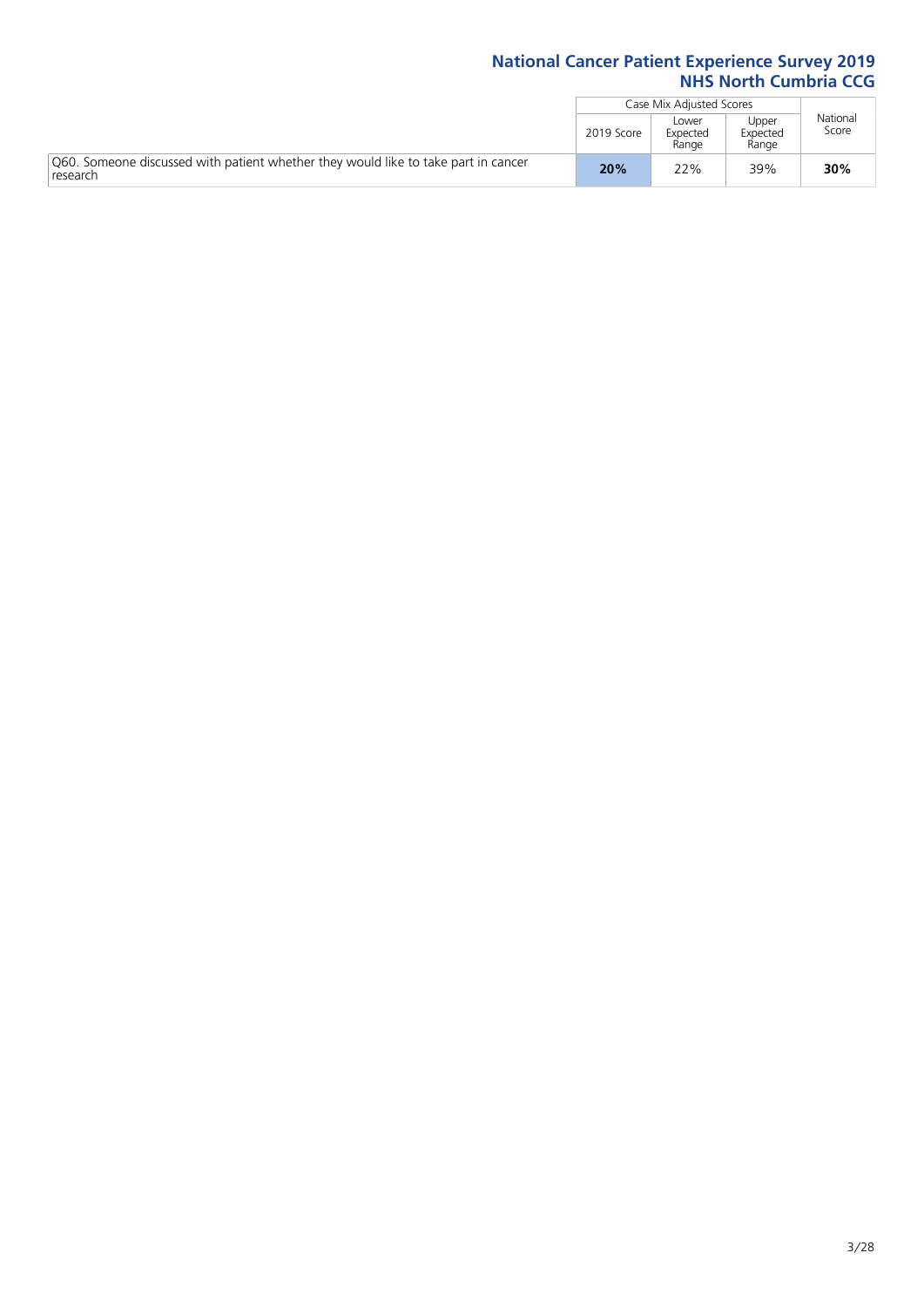|  | Case Mix Adjusted Scores | | | National Score |
|---|---|---|---|---|
|  | 2019 Score | Lower Expected Range | Upper Expected Range |  |
| Q60. Someone discussed with patient whether they would like to take part in cancer research | **20%** | 22% | 39% | **30%** |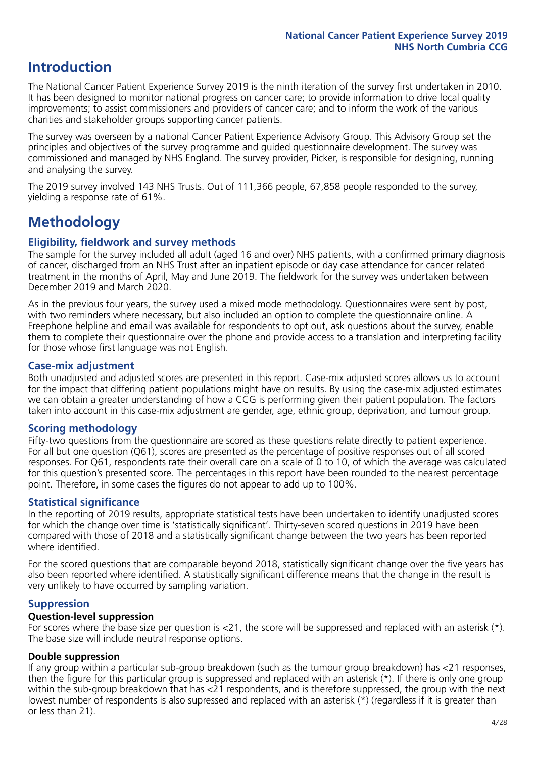# Introduction

The National Cancer Patient Experience Survey 2019 is the ninth iteration of the survey first undertaken in 2010. It has been designed to monitor national progress on cancer care; to provide information to drive local quality improvements; to assist commissioners and providers of cancer care; and to inform the work of the various charities and stakeholder groups supporting cancer patients.

The survey was overseen by a national Cancer Patient Experience Advisory Group. This Advisory Group set the principles and objectives of the survey programme and guided questionnaire development. The survey was commissioned and managed by NHS England. The survey provider, Picker, is responsible for designing, running and analysing the survey.

The 2019 survey involved 143 NHS Trusts. Out of 111,366 people, 67,858 people responded to the survey, yielding a response rate of 61%.

# Methodology

## Eligibility, fieldwork and survey methods

The sample for the survey included all adult (aged 16 and over) NHS patients, with a confirmed primary diagnosis of cancer, discharged from an NHS Trust after an inpatient episode or day case attendance for cancer related treatment in the months of April, May and June 2019. The fieldwork for the survey was undertaken between December 2019 and March 2020.

As in the previous four years, the survey used a mixed mode methodology. Questionnaires were sent by post, with two reminders where necessary, but also included an option to complete the questionnaire online. A Freephone helpline and email was available for respondents to opt out, ask questions about the survey, enable them to complete their questionnaire over the phone and provide access to a translation and interpreting facility for those whose first language was not English.

## Case-mix adjustment

Both unadjusted and adjusted scores are presented in this report. Case-mix adjusted scores allows us to account for the impact that differing patient populations might have on results. By using the case-mix adjusted estimates we can obtain a greater understanding of how a CCG is performing given their patient population. The factors taken into account in this case-mix adjustment are gender, age, ethnic group, deprivation, and tumour group.

## Scoring methodology

Fifty-two questions from the questionnaire are scored as these questions relate directly to patient experience. For all but one question (Q61), scores are presented as the percentage of positive responses out of all scored responses. For Q61, respondents rate their overall care on a scale of 0 to 10, of which the average was calculated for this question's presented score. The percentages in this report have been rounded to the nearest percentage point. Therefore, in some cases the figures do not appear to add up to 100%.

## Statistical significance

In the reporting of 2019 results, appropriate statistical tests have been undertaken to identify unadjusted scores for which the change over time is 'statistically significant'. Thirty-seven scored questions in 2019 have been compared with those of 2018 and a statistically significant change between the two years has been reported where identified.

For the scored questions that are comparable beyond 2018, statistically significant change over the five years has also been reported where identified. A statistically significant difference means that the change in the result is very unlikely to have occurred by sampling variation.

## Suppression

### Question-level suppression

For scores where the base size per question is <21, the score will be suppressed and replaced with an asterisk (*). The base size will include neutral response options.

### Double suppression

If any group within a particular sub-group breakdown (such as the tumour group breakdown) has <21 responses, then the figure for this particular group is suppressed and replaced with an asterisk (*). If there is only one group within the sub-group breakdown that has <21 respondents, and is therefore suppressed, the group with the next lowest number of respondents is also supressed and replaced with an asterisk (*) (regardless if it is greater than or less than 21).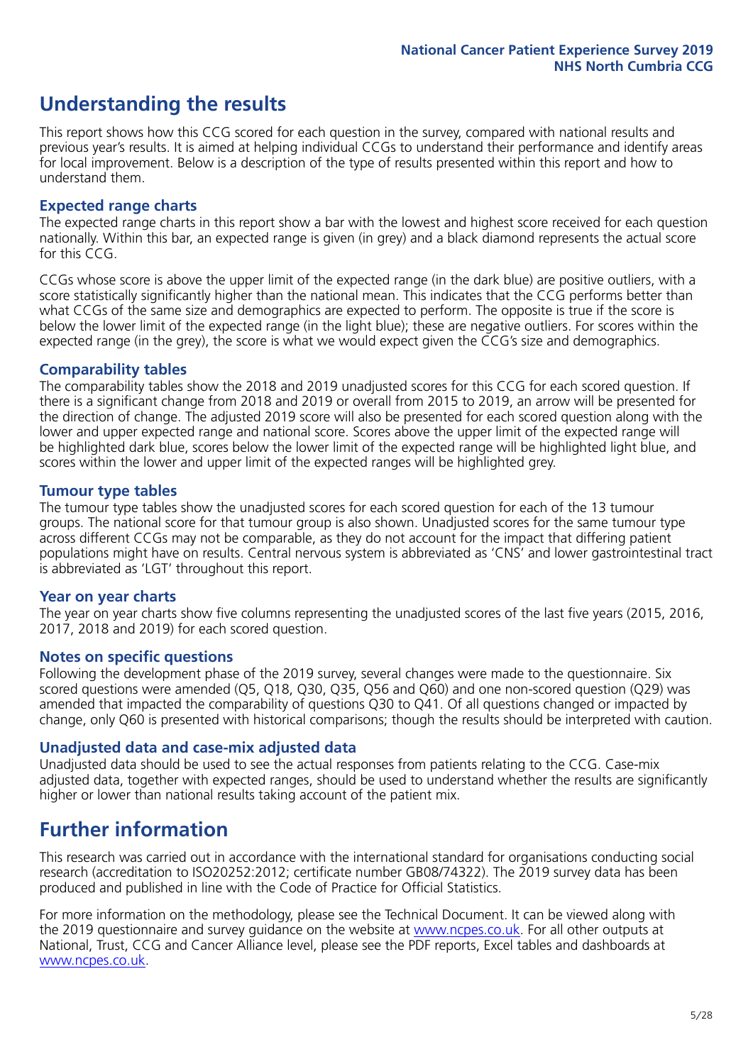# Understanding the results

This report shows how this CCG scored for each question in the survey, compared with national results and previous year's results. It is aimed at helping individual CCGs to understand their performance and identify areas for local improvement. Below is a description of the type of results presented within this report and how to understand them.

## Expected range charts

The expected range charts in this report show a bar with the lowest and highest score received for each question nationally. Within this bar, an expected range is given (in grey) and a black diamond represents the actual score for this CCG.

CCGs whose score is above the upper limit of the expected range (in the dark blue) are positive outliers, with a score statistically significantly higher than the national mean. This indicates that the CCG performs better than what CCGs of the same size and demographics are expected to perform. The opposite is true if the score is below the lower limit of the expected range (in the light blue); these are negative outliers. For scores within the expected range (in the grey), the score is what we would expect given the CCG's size and demographics.

## Comparability tables

The comparability tables show the 2018 and 2019 unadjusted scores for this CCG for each scored question. If there is a significant change from 2018 and 2019 or overall from 2015 to 2019, an arrow will be presented for the direction of change. The adjusted 2019 score will also be presented for each scored question along with the lower and upper expected range and national score. Scores above the upper limit of the expected range will be highlighted dark blue, scores below the lower limit of the expected range will be highlighted light blue, and scores within the lower and upper limit of the expected ranges will be highlighted grey.

## Tumour type tables

The tumour type tables show the unadjusted scores for each scored question for each of the 13 tumour groups. The national score for that tumour group is also shown. Unadjusted scores for the same tumour type across different CCGs may not be comparable, as they do not account for the impact that differing patient populations might have on results. Central nervous system is abbreviated as 'CNS' and lower gastrointestinal tract is abbreviated as 'LGT' throughout this report.

## Year on year charts

The year on year charts show five columns representing the unadjusted scores of the last five years (2015, 2016, 2017, 2018 and 2019) for each scored question.

## Notes on specific questions

Following the development phase of the 2019 survey, several changes were made to the questionnaire. Six scored questions were amended (Q5, Q18, Q30, Q35, Q56 and Q60) and one non-scored question (Q29) was amended that impacted the comparability of questions Q30 to Q41. Of all questions changed or impacted by change, only Q60 is presented with historical comparisons; though the results should be interpreted with caution.

## Unadjusted data and case-mix adjusted data

Unadjusted data should be used to see the actual responses from patients relating to the CCG. Case-mix adjusted data, together with expected ranges, should be used to understand whether the results are significantly higher or lower than national results taking account of the patient mix.

# Further information

This research was carried out in accordance with the international standard for organisations conducting social research (accreditation to ISO20252:2012; certificate number GB08/74322). The 2019 survey data has been produced and published in line with the Code of Practice for Official Statistics.

For more information on the methodology, please see the Technical Document. It can be viewed along with the 2019 questionnaire and survey guidance on the website at www.ncpes.co.uk. For all other outputs at National, Trust, CCG and Cancer Alliance level, please see the PDF reports, Excel tables and dashboards at www.ncpes.co.uk.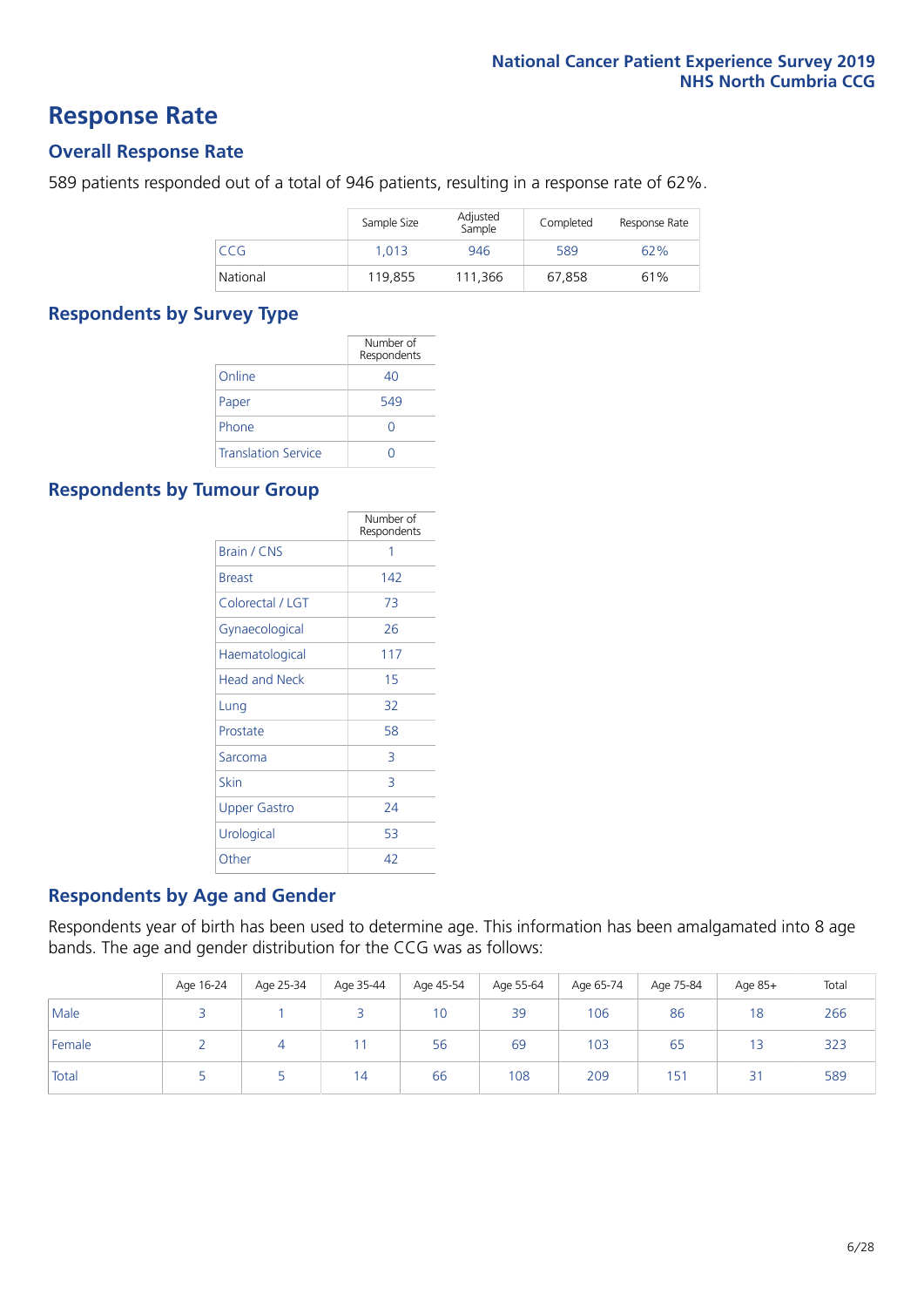# Response Rate

## Overall Response Rate

589 patients responded out of a total of 946 patients, resulting in a response rate of 62%.

| | Sample Size | Adjusted Sample | Completed | Response Rate |
|---|---|---|---|---|
| CCG | 1,013 | 946 | 589 | 62% |
| National | 119,855 | 111,366 | 67,858 | 61% |

## Respondents by Survey Type

| | Number of Respondents |
|---|---|
| Online | 40 |
| Paper | 549 |
| Phone | 0 |
| Translation Service | 0 |

## Respondents by Tumour Group

| | Number of Respondents |
|---|---|
| Brain / CNS | 1 |
| Breast | 142 |
| Colorectal / LGT | 73 |
| Gynaecological | 26 |
| Haematological | 117 |
| Head and Neck | 15 |
| Lung | 32 |
| Prostate | 58 |
| Sarcoma | 3 |
| Skin | 3 |
| Upper Gastro | 24 |
| Urological | 53 |
| Other | 42 |

## Respondents by Age and Gender

Respondents year of birth has been used to determine age. This information has been amalgamated into 8 age bands. The age and gender distribution for the CCG was as follows:

| | Age 16-24 | Age 25-34 | Age 35-44 | Age 45-54 | Age 55-64 | Age 65-74 | Age 75-84 | Age 85+ | Total |
|---|---|---|---|---|---|---|---|---|---|
| Male | 3 | 1 | 3 | 10 | 39 | 106 | 86 | 18 | 266 |
| Female | 2 | 4 | 11 | 56 | 69 | 103 | 65 | 13 | 323 |
| Total | 5 | 5 | 14 | 66 | 108 | 209 | 151 | 31 | 589 |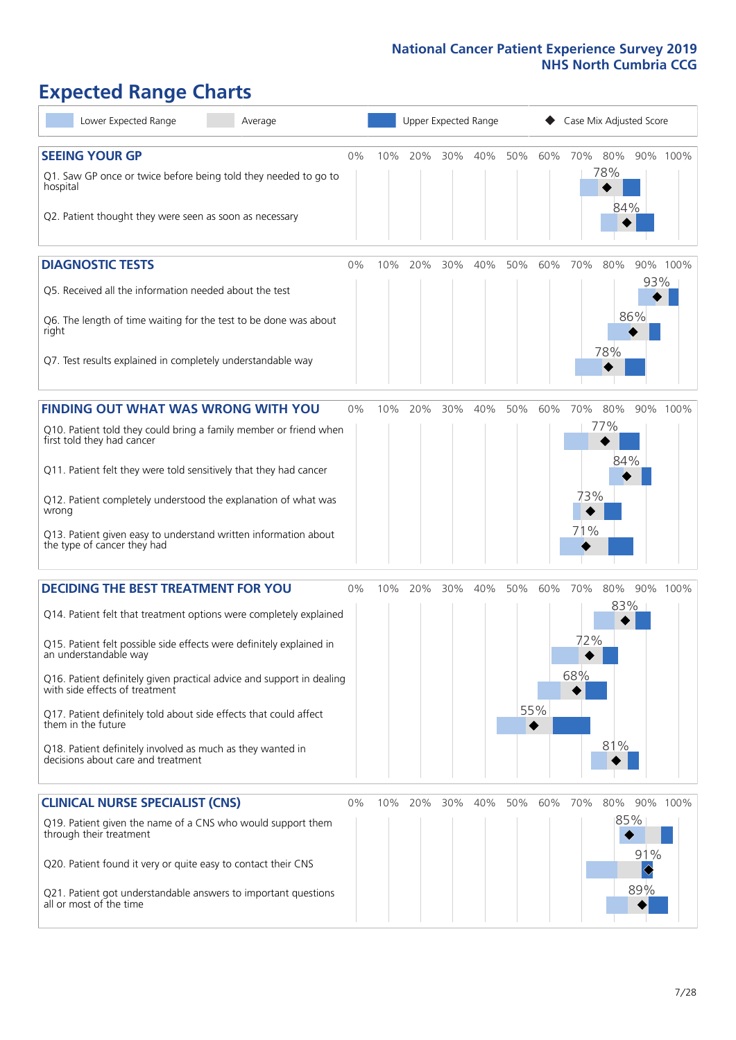# Expected Range Charts

Lower Expected Range | Average | Upper Expected Range | ◆ Case Mix Adjusted Score

## SEEING YOUR GP

| Question | Case Mix Adjusted Score |
|---|---|
| Q1. Saw GP once or twice before being told they needed to go to hospital | 78% |
| Q2. Patient thought they were seen as soon as necessary | 84% |

## DIAGNOSTIC TESTS

| Question | Case Mix Adjusted Score |
|---|---|
| Q5. Received all the information needed about the test | 93% |
| Q6. The length of time waiting for the test to be done was about right | 86% |
| Q7. Test results explained in completely understandable way | 78% |

## FINDING OUT WHAT WAS WRONG WITH YOU

| Question | Case Mix Adjusted Score |
|---|---|
| Q10. Patient told they could bring a family member or friend when first told they had cancer | 77% |
| Q11. Patient felt they were told sensitively that they had cancer | 84% |
| Q12. Patient completely understood the explanation of what was wrong | 73% |
| Q13. Patient given easy to understand written information about the type of cancer they had | 71% |

## DECIDING THE BEST TREATMENT FOR YOU

| Question | Case Mix Adjusted Score |
|---|---|
| Q14. Patient felt that treatment options were completely explained | 83% |
| Q15. Patient felt possible side effects were definitely explained in an understandable way | 72% |
| Q16. Patient definitely given practical advice and support in dealing with side effects of treatment | 68% |
| Q17. Patient definitely told about side effects that could affect them in the future | 55% |
| Q18. Patient definitely involved as much as they wanted in decisions about care and treatment | 81% |

## CLINICAL NURSE SPECIALIST (CNS)

| Question | Case Mix Adjusted Score |
|---|---|
| Q19. Patient given the name of a CNS who would support them through their treatment | 85% |
| Q20. Patient found it very or quite easy to contact their CNS | 91% |
| Q21. Patient got understandable answers to important questions all or most of the time | 89% |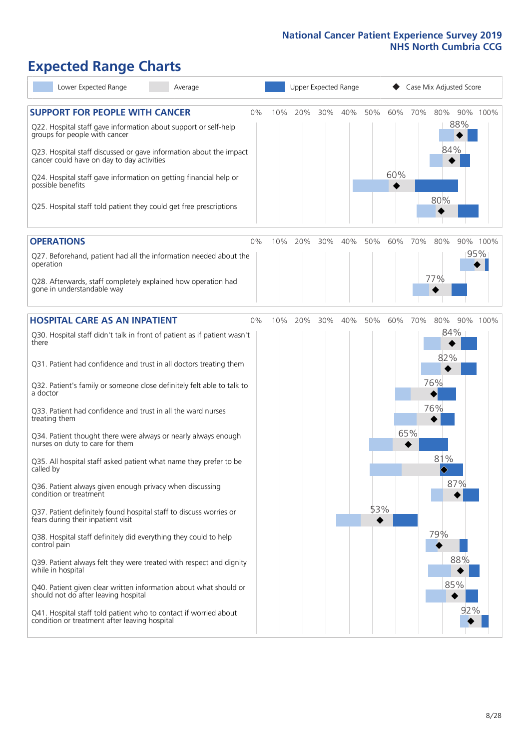# Expected Range Charts

Legend: Lower Expected Range | Average | Upper Expected Range | ◆ Case Mix Adjusted Score

## SUPPORT FOR PEOPLE WITH CANCER

| Question | Case Mix Adjusted Score |
|---|---|
| Q22. Hospital staff gave information about support or self-help groups for people with cancer | 88% |
| Q23. Hospital staff discussed or gave information about the impact cancer could have on day to day activities | 84% |
| Q24. Hospital staff gave information on getting financial help or possible benefits | 60% |
| Q25. Hospital staff told patient they could get free prescriptions | 80% |

## OPERATIONS

| Question | Case Mix Adjusted Score |
|---|---|
| Q27. Beforehand, patient had all the information needed about the operation | 95% |
| Q28. Afterwards, staff completely explained how operation had gone in understandable way | 77% |

## HOSPITAL CARE AS AN INPATIENT

| Question | Case Mix Adjusted Score |
|---|---|
| Q30. Hospital staff didn't talk in front of patient as if patient wasn't there | 84% |
| Q31. Patient had confidence and trust in all doctors treating them | 82% |
| Q32. Patient's family or someone close definitely felt able to talk to a doctor | 76% |
| Q33. Patient had confidence and trust in all the ward nurses treating them | 76% |
| Q34. Patient thought there were always or nearly always enough nurses on duty to care for them | 65% |
| Q35. All hospital staff asked patient what name they prefer to be called by | 81% |
| Q36. Patient always given enough privacy when discussing condition or treatment | 87% |
| Q37. Patient definitely found hospital staff to discuss worries or fears during their inpatient visit | 53% |
| Q38. Hospital staff definitely did everything they could to help control pain | 79% |
| Q39. Patient always felt they were treated with respect and dignity while in hospital | 88% |
| Q40. Patient given clear written information about what should or should not do after leaving hospital | 85% |
| Q41. Hospital staff told patient who to contact if worried about condition or treatment after leaving hospital | 92% |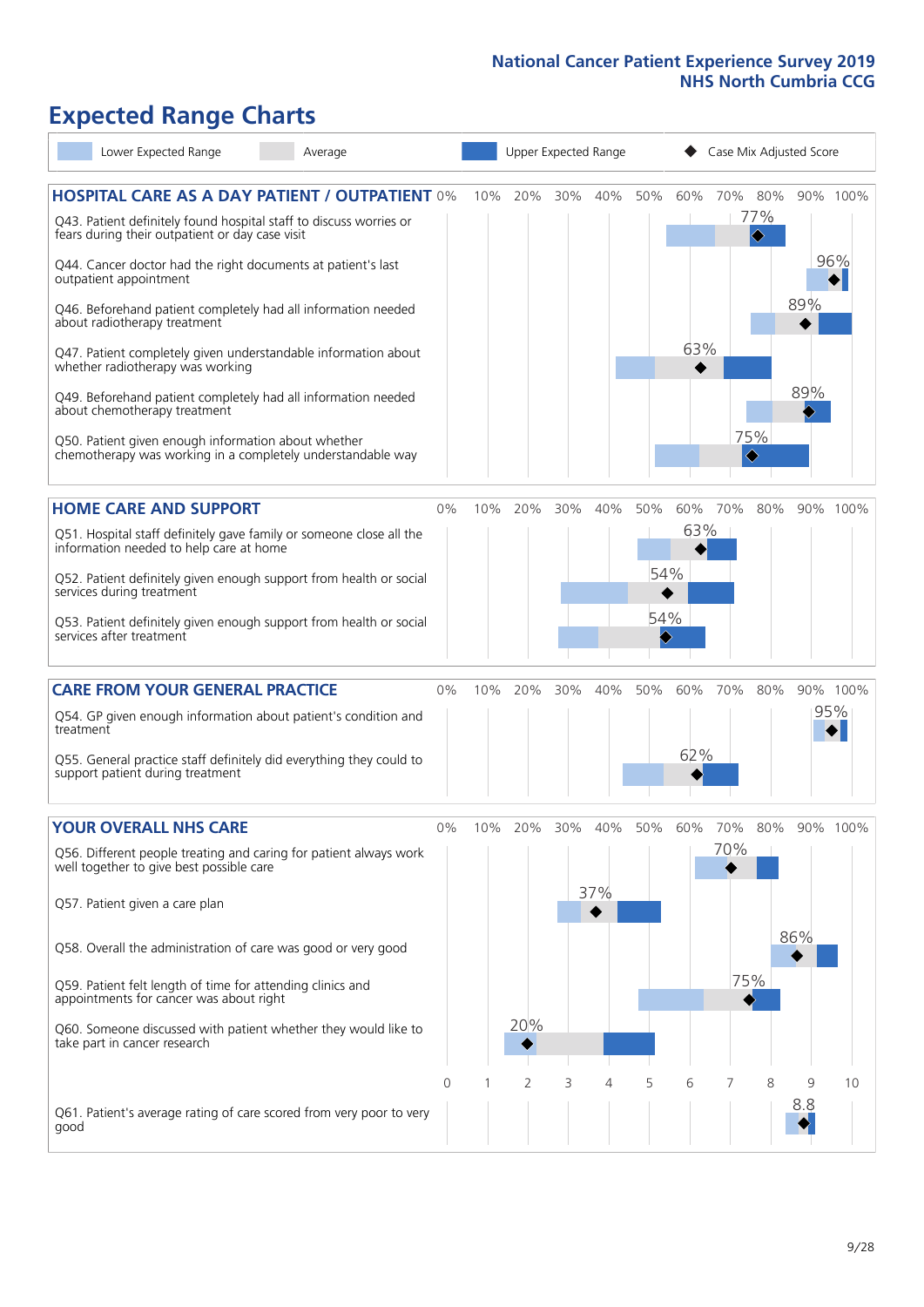# Expected Range Charts

Lower Expected Range | Average | Upper Expected Range | Case Mix Adjusted Score

## HOSPITAL CARE AS A DAY PATIENT / OUTPATIENT

| Question | Case Mix Adjusted Score |
|---|---|
| Q43. Patient definitely found hospital staff to discuss worries or fears during their outpatient or day case visit | 77% |
| Q44. Cancer doctor had the right documents at patient's last outpatient appointment | 96% |
| Q46. Beforehand patient completely had all information needed about radiotherapy treatment | 89% |
| Q47. Patient completely given understandable information about whether radiotherapy treatment was working | 63% |
| Q49. Beforehand patient completely had all information needed about chemotherapy treatment | 89% |
| Q50. Patient given enough information about whether chemotherapy was working in a completely understandable way | 75% |

## HOME CARE AND SUPPORT

| Question | Case Mix Adjusted Score |
|---|---|
| Q51. Hospital staff definitely gave family or someone close all the information needed to help care at home | 63% |
| Q52. Patient definitely given enough support from health or social services during treatment | 54% |
| Q53. Patient definitely given enough support from health or social services after treatment | 54% |

## CARE FROM YOUR GENERAL PRACTICE

| Question | Case Mix Adjusted Score |
|---|---|
| Q54. GP given enough information about patient's condition and treatment | 95% |
| Q55. General practice staff definitely did everything they could to support patient during treatment | 62% |

## YOUR OVERALL NHS CARE

| Question | Case Mix Adjusted Score |
|---|---|
| Q56. Different people treating and caring for patient always work well together to give best possible care | 70% |
| Q57. Patient given a care plan | 37% |
| Q58. Overall the administration of care was good or very good | 86% |
| Q59. Patient felt length of time for attending clinics and appointments for cancer was about right | 75% |
| Q60. Someone discussed with patient whether they would like to take part in cancer research | 20% |
| Q61. Patient's average rating of care scored from very poor to very good | 8.8 |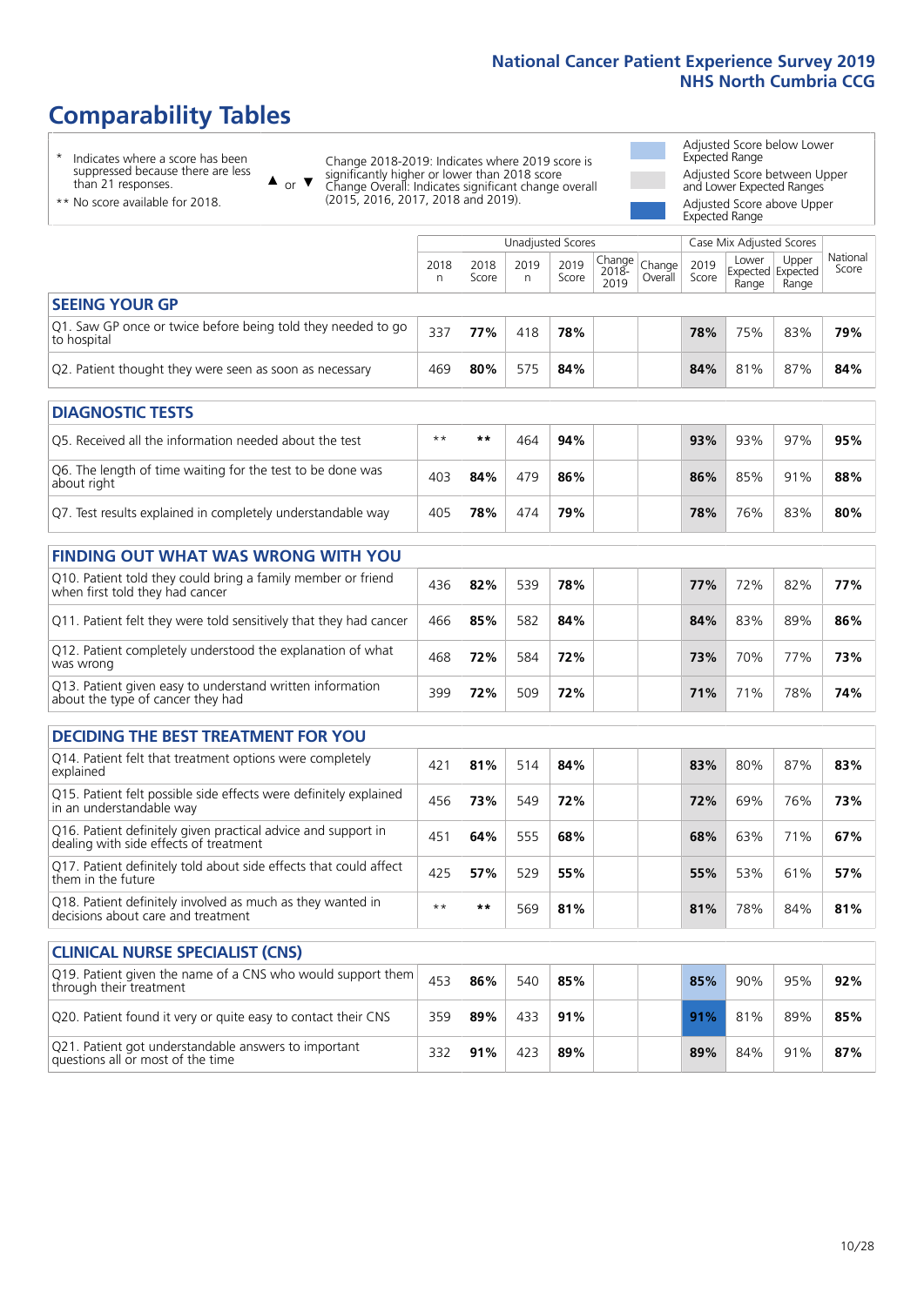# Comparability Tables

\* Indicates where a score has been suppressed because there are less than 21 responses.

\*\* No score available for 2018.

▲ or ▼ Change 2018-2019: Indicates where 2019 score is significantly higher or lower than 2018 score. Change Overall: Indicates significant change overall (2015, 2016, 2017, 2018 and 2019).

Adjusted Score below Lower Expected Range

Adjusted Score between Upper and Lower Expected Ranges

Adjusted Score above Upper Expected Range

| | Unadjusted Scores | | | | | | Case Mix Adjusted Scores | | | |
|---|---|---|---|---|---|---|---|---|---|---|
| | 2018 n | 2018 Score | 2019 n | 2019 Score | Change 2018-2019 | Change Overall | 2019 Score | Lower Expected Range | Upper Expected Range | National Score |
| **SEEING YOUR GP** | | | | | | | | | | |
| Q1. Saw GP once or twice before being told they needed to go to hospital | 337 | **77%** | 418 | **78%** | | | **78%** | 75% | 83% | **79%** |
| Q2. Patient thought they were seen as soon as necessary | 469 | **80%** | 575 | **84%** | | | **84%** | 81% | 87% | **84%** |
| **DIAGNOSTIC TESTS** | | | | | | | | | | |
| Q5. Received all the information needed about the test | \*\* | **\*\*** | 464 | **94%** | | | **93%** | 93% | 97% | **95%** |
| Q6. The length of time waiting for the test to be done was about right | 403 | **84%** | 479 | **86%** | | | **86%** | 85% | 91% | **88%** |
| Q7. Test results explained in completely understandable way | 405 | **78%** | 474 | **79%** | | | **78%** | 76% | 83% | **80%** |
| **FINDING OUT WHAT WAS WRONG WITH YOU** | | | | | | | | | | |
| Q10. Patient told they could bring a family member or friend when first told they had cancer | 436 | **82%** | 539 | **78%** | | | **77%** | 72% | 82% | **77%** |
| Q11. Patient felt they were told sensitively that they had cancer | 466 | **85%** | 582 | **84%** | | | **84%** | 83% | 89% | **86%** |
| Q12. Patient completely understood the explanation of what was wrong | 468 | **72%** | 584 | **72%** | | | **73%** | 70% | 77% | **73%** |
| Q13. Patient given easy to understand written information about the type of cancer they had | 399 | **72%** | 509 | **72%** | | | **71%** | 71% | 78% | **74%** |
| **DECIDING THE BEST TREATMENT FOR YOU** | | | | | | | | | | |
| Q14. Patient felt that treatment options were completely explained | 421 | **81%** | 514 | **84%** | | | **83%** | 80% | 87% | **83%** |
| Q15. Patient felt possible side effects were definitely explained in an understandable way | 456 | **73%** | 549 | **72%** | | | **72%** | 69% | 76% | **73%** |
| Q16. Patient definitely given practical advice and support in dealing with side effects of treatment | 451 | **64%** | 555 | **68%** | | | **68%** | 63% | 71% | **67%** |
| Q17. Patient definitely told about side effects that could affect them in the future | 425 | **57%** | 529 | **55%** | | | **55%** | 53% | 61% | **57%** |
| Q18. Patient definitely involved as much as they wanted in decisions about care and treatment | \*\* | **\*\*** | 569 | **81%** | | | **81%** | 78% | 84% | **81%** |
| **CLINICAL NURSE SPECIALIST (CNS)** | | | | | | | | | | |
| Q19. Patient given the name of a CNS who would support them through their treatment | 453 | **86%** | 540 | **85%** | | | **85%** | 90% | 95% | **92%** |
| Q20. Patient found it very or quite easy to contact their CNS | 359 | **89%** | 433 | **91%** | | | **91%** | 81% | 89% | **85%** |
| Q21. Patient got understandable answers to important questions all or most of the time | 332 | **91%** | 423 | **89%** | | | **89%** | 84% | 91% | **87%** |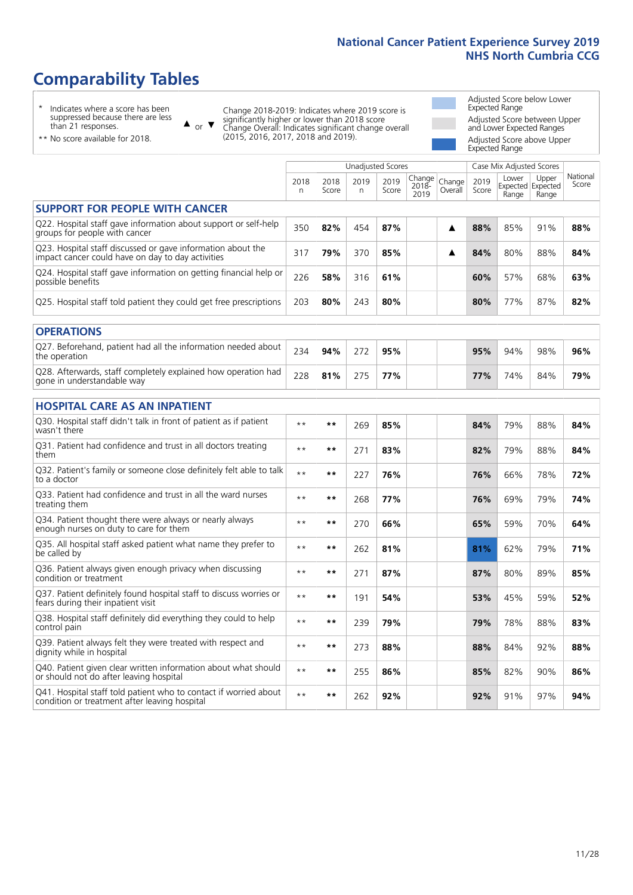# Comparability Tables

\* Indicates where a score has been suppressed because there are less than 21 responses.

\*\* No score available for 2018.

▲ or ▼ Change 2018-2019: Indicates where 2019 score is significantly higher or lower than 2018 score. Change Overall: Indicates significant change overall (2015, 2016, 2017, 2018 and 2019).

Adjusted Score below Lower Expected Range

Adjusted Score between Upper and Lower Expected Ranges

Adjusted Score above Upper Expected Range

| | Unadjusted Scores | | | | | | Case Mix Adjusted Scores | | | |
|---|---|---|---|---|---|---|---|---|---|---|
| | 2018 n | 2018 Score | 2019 n | 2019 Score | Change 2018-2019 | Change Overall | 2019 Score | Lower Expected Range | Upper Expected Range | National Score |
| **SUPPORT FOR PEOPLE WITH CANCER** | | | | | | | | | | |
| Q22. Hospital staff gave information about support or self-help groups for people with cancer | 350 | **82%** | 454 | **87%** | | ▲ | **88%** | 85% | 91% | **88%** |
| Q23. Hospital staff discussed or gave information about the impact cancer could have on day to day activities | 317 | **79%** | 370 | **85%** | | ▲ | **84%** | 80% | 88% | **84%** |
| Q24. Hospital staff gave information on getting financial help or possible benefits | 226 | **58%** | 316 | **61%** | | | **60%** | 57% | 68% | **63%** |
| Q25. Hospital staff told patient they could get free prescriptions | 203 | **80%** | 243 | **80%** | | | **80%** | 77% | 87% | **82%** |
| **OPERATIONS** | | | | | | | | | | |
| Q27. Beforehand, patient had all the information needed about the operation | 234 | **94%** | 272 | **95%** | | | **95%** | 94% | 98% | **96%** |
| Q28. Afterwards, staff completely explained how operation had gone in understandable way | 228 | **81%** | 275 | **77%** | | | **77%** | 74% | 84% | **79%** |
| **HOSPITAL CARE AS AN INPATIENT** | | | | | | | | | | |
| Q30. Hospital staff didn't talk in front of patient as if patient wasn't there | ** | ** | 269 | **85%** | | | **84%** | 79% | 88% | **84%** |
| Q31. Patient had confidence and trust in all doctors treating them | ** | ** | 271 | **83%** | | | **82%** | 79% | 88% | **84%** |
| Q32. Patient's family or someone close definitely felt able to talk to a doctor | ** | ** | 227 | **76%** | | | **76%** | 66% | 78% | **72%** |
| Q33. Patient had confidence and trust in all the ward nurses treating them | ** | ** | 268 | **77%** | | | **76%** | 69% | 79% | **74%** |
| Q34. Patient thought there were always or nearly always enough nurses on duty to care for them | ** | ** | 270 | **66%** | | | **65%** | 59% | 70% | **64%** |
| Q35. All hospital staff asked patient what name they prefer to be called by | ** | ** | 262 | **81%** | | | **81%** | 62% | 79% | **71%** |
| Q36. Patient always given enough privacy when discussing condition or treatment | ** | ** | 271 | **87%** | | | **87%** | 80% | 89% | **85%** |
| Q37. Patient definitely found hospital staff to discuss worries or fears during their inpatient visit | ** | ** | 191 | **54%** | | | **53%** | 45% | 59% | **52%** |
| Q38. Hospital staff definitely did everything they could to help control pain | ** | ** | 239 | **79%** | | | **79%** | 78% | 88% | **83%** |
| Q39. Patient always felt they were treated with respect and dignity while in hospital | ** | ** | 273 | **88%** | | | **88%** | 84% | 92% | **88%** |
| Q40. Patient given clear written information about what should or should not do after leaving hospital | ** | ** | 255 | **86%** | | | **85%** | 82% | 90% | **86%** |
| Q41. Hospital staff told patient who to contact if worried about condition or treatment after leaving hospital | ** | ** | 262 | **92%** | | | **92%** | 91% | 97% | **94%** |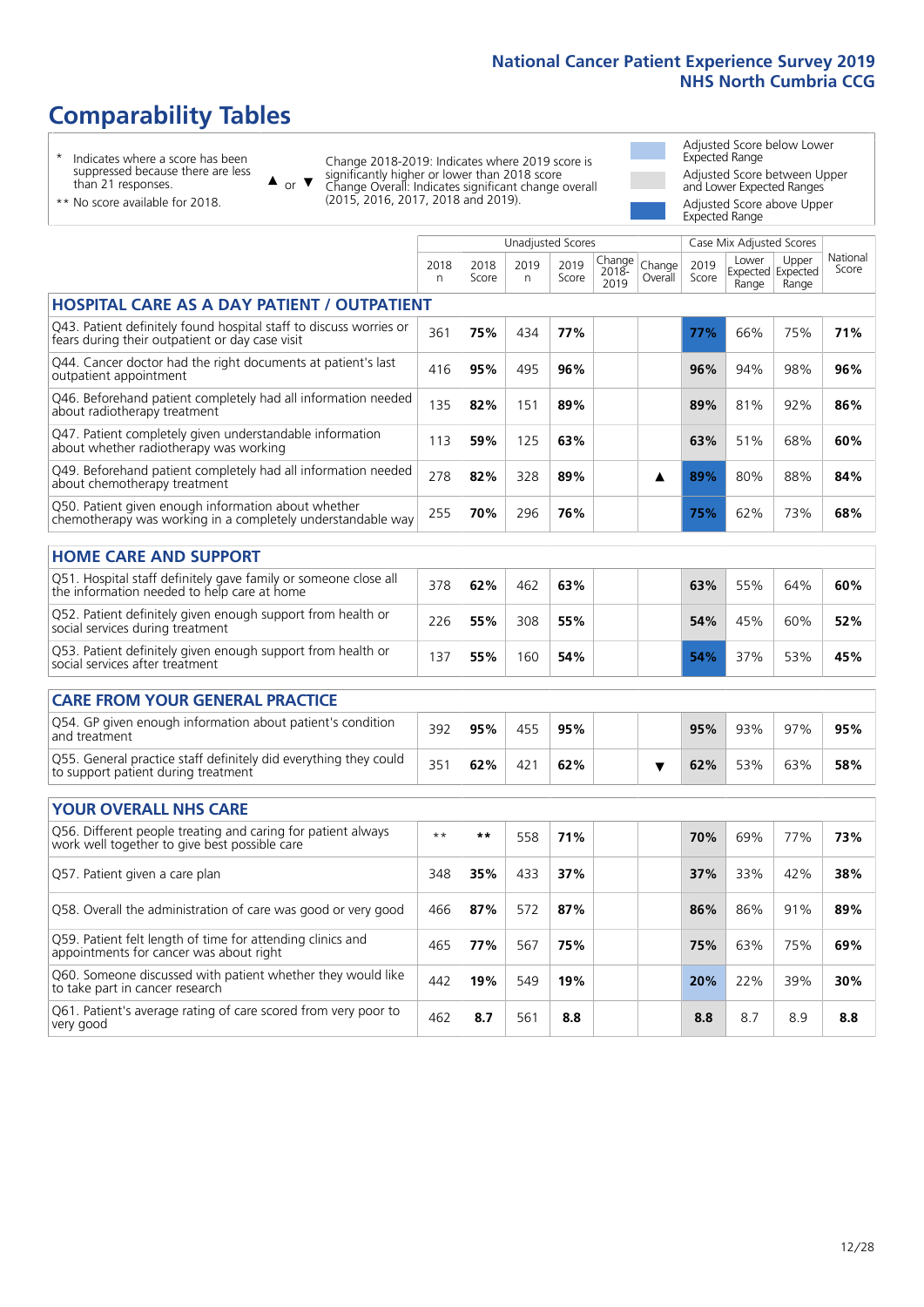# Comparability Tables

\* Indicates where a score has been suppressed because there are less than 21 responses.

\*\* No score available for 2018.

▲ or ▼ Change 2018-2019: Indicates where 2019 score is significantly higher or lower than 2018 score. Change Overall: Indicates significant change overall (2015, 2016, 2017, 2018 and 2019).

Adjusted Score below Lower Expected Range

Adjusted Score between Upper and Lower Expected Ranges

Adjusted Score above Upper Expected Range

| | Unadjusted Scores | | | | | | Case Mix Adjusted Scores | | | |
|---|---|---|---|---|---|---|---|---|---|---|
| | 2018 n | 2018 Score | 2019 n | 2019 Score | Change 2018-2019 | Change Overall | 2019 Score | Lower Expected Range | Upper Expected Range | National Score |
| **HOSPITAL CARE AS A DAY PATIENT / OUTPATIENT** | | | | | | | | | | |
| Q43. Patient definitely found hospital staff to discuss worries or fears during their outpatient or day case visit | 361 | **75%** | 434 | **77%** | | | **77%** | 66% | 75% | **71%** |
| Q44. Cancer doctor had the right documents at patient's last outpatient appointment | 416 | **95%** | 495 | **96%** | | | **96%** | 94% | 98% | **96%** |
| Q46. Beforehand patient completely had all information needed about radiotherapy treatment | 135 | **82%** | 151 | **89%** | | | **89%** | 81% | 92% | **86%** |
| Q47. Patient completely given understandable information about whether radiotherapy was working | 113 | **59%** | 125 | **63%** | | | **63%** | 51% | 68% | **60%** |
| Q49. Beforehand patient completely had all information needed about chemotherapy treatment | 278 | **82%** | 328 | **89%** | | ▲ | **89%** | 80% | 88% | **84%** |
| Q50. Patient given enough information about whether chemotherapy was working in a completely understandable way | 255 | **70%** | 296 | **76%** | | | **75%** | 62% | 73% | **68%** |
| **HOME CARE AND SUPPORT** | | | | | | | | | | |
| Q51. Hospital staff definitely gave family or someone close all the information needed to help care at home | 378 | **62%** | 462 | **63%** | | | **63%** | 55% | 64% | **60%** |
| Q52. Patient definitely given enough support from health or social services during treatment | 226 | **55%** | 308 | **55%** | | | **54%** | 45% | 60% | **52%** |
| Q53. Patient definitely given enough support from health or social services after treatment | 137 | **55%** | 160 | **54%** | | | **54%** | 37% | 53% | **45%** |
| **CARE FROM YOUR GENERAL PRACTICE** | | | | | | | | | | |
| Q54. GP given enough information about patient's condition and treatment | 392 | **95%** | 455 | **95%** | | | **95%** | 93% | 97% | **95%** |
| Q55. General practice staff definitely did everything they could to support patient during treatment | 351 | **62%** | 421 | **62%** | | ▼ | **62%** | 53% | 63% | **58%** |
| **YOUR OVERALL NHS CARE** | | | | | | | | | | |
| Q56. Different people treating and caring for patient always work well together to give best possible care | ** | ** | 558 | **71%** | | | **70%** | 69% | 77% | **73%** |
| Q57. Patient given a care plan | 348 | **35%** | 433 | **37%** | | | **37%** | 33% | 42% | **38%** |
| Q58. Overall the administration of care was good or very good | 466 | **87%** | 572 | **87%** | | | **86%** | 86% | 91% | **89%** |
| Q59. Patient felt length of time for attending clinics and appointments for cancer was about right | 465 | **77%** | 567 | **75%** | | | **75%** | 63% | 75% | **69%** |
| Q60. Someone discussed with patient whether they would like to take part in cancer research | 442 | **19%** | 549 | **19%** | | | **20%** | 22% | 39% | **30%** |
| Q61. Patient's average rating of care scored from very poor to very good | 462 | **8.7** | 561 | **8.8** | | | **8.8** | 8.7 | 8.9 | **8.8** |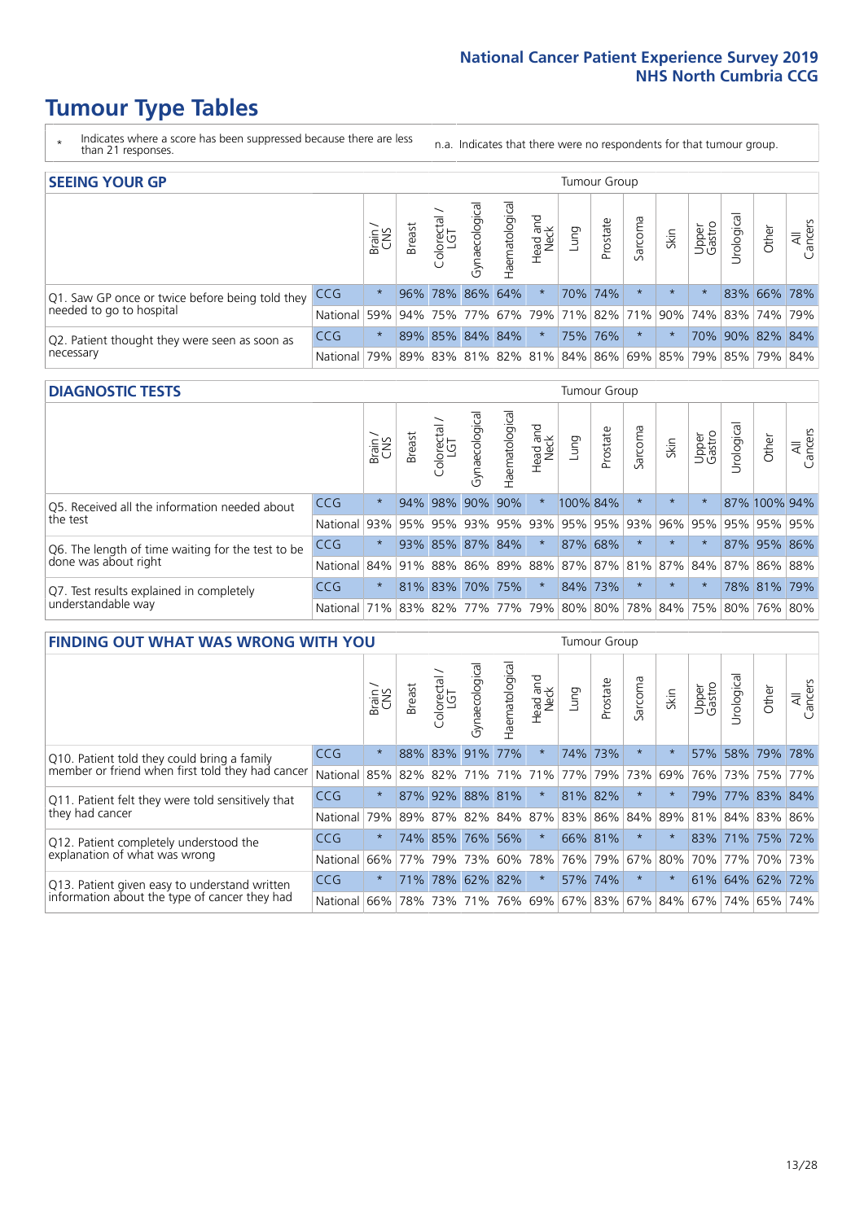# Tumour Type Tables

\* Indicates where a score has been suppressed because there are less than 21 responses.

n.a. Indicates that there were no respondents for that tumour group.

## SEEING YOUR GP

| | | Brain / CNS | Breast | Colorectal / LGT | Gynaecological | Haematological | Head and Neck | Lung | Prostate | Sarcoma | Skin | Upper Gastro | Urological | Other | All Cancers |
|---|---|---|---|---|---|---|---|---|---|---|---|---|---|---|---|
| Q1. Saw GP once or twice before being told they needed to go to hospital | CCG | * | 96% | 78% | 86% | 64% | * | 70% | 74% | * | * | * | 83% | 66% | 78% |
| | National | 59% | 94% | 75% | 77% | 67% | 79% | 71% | 82% | 71% | 90% | 74% | 83% | 74% | 79% |
| Q2. Patient thought they were seen as soon as necessary | CCG | * | 89% | 85% | 84% | 84% | * | 75% | 76% | * | * | 70% | 90% | 82% | 84% |
| | National | 79% | 89% | 83% | 81% | 82% | 81% | 84% | 86% | 69% | 85% | 79% | 85% | 79% | 84% |

## DIAGNOSTIC TESTS

| | | Brain / CNS | Breast | Colorectal / LGT | Gynaecological | Haematological | Head and Neck | Lung | Prostate | Sarcoma | Skin | Upper Gastro | Urological | Other | All Cancers |
|---|---|---|---|---|---|---|---|---|---|---|---|---|---|---|---|
| Q5. Received all the information needed about the test | CCG | * | 94% | 98% | 90% | 90% | * | 100% | 84% | * | * | * | 87% | 100% | 94% |
| | National | 93% | 95% | 95% | 93% | 95% | 93% | 95% | 95% | 93% | 96% | 95% | 95% | 95% | 95% |
| Q6. The length of time waiting for the test to be done was about right | CCG | * | 93% | 85% | 87% | 84% | * | 87% | 68% | * | * | * | 87% | 95% | 86% |
| | National | 84% | 91% | 88% | 86% | 89% | 88% | 87% | 87% | 81% | 87% | 84% | 87% | 86% | 88% |
| Q7. Test results explained in completely understandable way | CCG | * | 81% | 83% | 70% | 75% | * | 84% | 73% | * | * | * | 78% | 81% | 79% |
| | National | 71% | 83% | 82% | 77% | 77% | 79% | 80% | 80% | 78% | 84% | 75% | 80% | 76% | 80% |

## FINDING OUT WHAT WAS WRONG WITH YOU

| | | Brain / CNS | Breast | Colorectal / LGT | Gynaecological | Haematological | Head and Neck | Lung | Prostate | Sarcoma | Skin | Upper Gastro | Urological | Other | All Cancers |
|---|---|---|---|---|---|---|---|---|---|---|---|---|---|---|---|
| Q10. Patient told they could bring a family member or friend when first told they had cancer | CCG | * | 88% | 83% | 91% | 77% | * | 74% | 73% | * | * | 57% | 58% | 79% | 78% |
| | National | 85% | 82% | 82% | 71% | 71% | 71% | 77% | 79% | 73% | 69% | 76% | 73% | 75% | 77% |
| Q11. Patient felt they were told sensitively that they had cancer | CCG | * | 87% | 92% | 88% | 81% | * | 81% | 82% | * | * | 79% | 77% | 83% | 84% |
| | National | 79% | 89% | 87% | 82% | 84% | 87% | 83% | 86% | 84% | 89% | 81% | 84% | 83% | 86% |
| Q12. Patient completely understood the explanation of what was wrong | CCG | * | 74% | 85% | 76% | 56% | * | 66% | 81% | * | * | 83% | 71% | 75% | 72% |
| | National | 66% | 77% | 79% | 73% | 60% | 78% | 76% | 79% | 67% | 80% | 70% | 77% | 70% | 73% |
| Q13. Patient given easy to understand written information about the type of cancer they had | CCG | * | 71% | 78% | 62% | 82% | * | 57% | 74% | * | * | 61% | 64% | 62% | 72% |
| | National | 66% | 78% | 73% | 71% | 76% | 69% | 67% | 83% | 67% | 84% | 67% | 74% | 65% | 74% |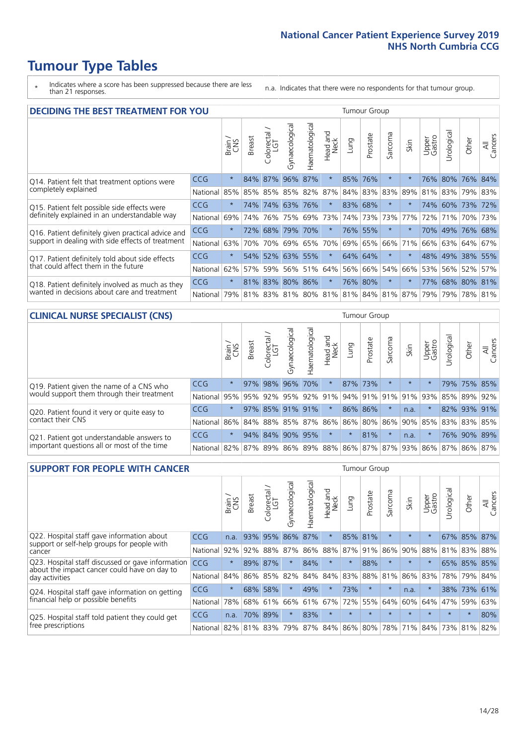# Tumour Type Tables

\* Indicates where a score has been suppressed because there are less than 21 responses.

n.a. Indicates that there were no respondents for that tumour group.

## DECIDING THE BEST TREATMENT FOR YOU

| | | Brain / CNS | Breast | Colorectal / LGT | Gynaecological | Haematological | Head and Neck | Lung | Prostate | Sarcoma | Skin | Upper Gastro | Urological | Other | All Cancers |
|---|---|---|---|---|---|---|---|---|---|---|---|---|---|---|---|
| Q14. Patient felt that treatment options were completely explained | CCG | * | 84% | 87% | 96% | 87% | * | 85% | 76% | * | * | 76% | 80% | 76% | 84% |
| | National | 85% | 85% | 85% | 85% | 82% | 87% | 84% | 83% | 83% | 89% | 81% | 83% | 79% | 83% |
| Q15. Patient felt possible side effects were definitely explained in an understandable way | CCG | * | 74% | 74% | 63% | 76% | * | 83% | 68% | * | * | 74% | 60% | 73% | 72% |
| | National | 69% | 74% | 76% | 75% | 69% | 73% | 74% | 73% | 73% | 77% | 72% | 71% | 70% | 73% |
| Q16. Patient definitely given practical advice and support in dealing with side effects of treatment | CCG | * | 72% | 68% | 79% | 70% | * | 76% | 55% | * | * | 70% | 49% | 76% | 68% |
| | National | 63% | 70% | 70% | 69% | 65% | 70% | 69% | 65% | 66% | 71% | 66% | 63% | 64% | 67% |
| Q17. Patient definitely told about side effects that could affect them in the future | CCG | * | 54% | 52% | 63% | 55% | * | 64% | 64% | * | * | 48% | 49% | 38% | 55% |
| | National | 62% | 57% | 59% | 56% | 51% | 64% | 56% | 66% | 54% | 66% | 53% | 56% | 52% | 57% |
| Q18. Patient definitely involved as much as they wanted in decisions about care and treatment | CCG | * | 81% | 83% | 80% | 86% | * | 76% | 80% | * | * | 77% | 68% | 80% | 81% |
| | National | 79% | 81% | 83% | 81% | 80% | 81% | 81% | 84% | 81% | 87% | 79% | 79% | 78% | 81% |

## CLINICAL NURSE SPECIALIST (CNS)

| | | Brain / CNS | Breast | Colorectal / LGT | Gynaecological | Haematological | Head and Neck | Lung | Prostate | Sarcoma | Skin | Upper Gastro | Urological | Other | All Cancers |
|---|---|---|---|---|---|---|---|---|---|---|---|---|---|---|---|
| Q19. Patient given the name of a CNS who would support them through their treatment | CCG | * | 97% | 98% | 96% | 70% | * | 87% | 73% | * | * | * | 79% | 75% | 85% |
| | National | 95% | 95% | 92% | 95% | 92% | 91% | 94% | 91% | 91% | 91% | 93% | 85% | 89% | 92% |
| Q20. Patient found it very or quite easy to contact their CNS | CCG | * | 97% | 85% | 91% | 91% | * | 86% | 86% | * | n.a. | * | 82% | 93% | 91% |
| | National | 86% | 84% | 88% | 85% | 87% | 86% | 86% | 80% | 86% | 90% | 85% | 83% | 83% | 85% |
| Q21. Patient got understandable answers to important questions all or most of the time | CCG | * | 94% | 84% | 90% | 95% | * | * | 81% | * | n.a. | * | 76% | 90% | 89% |
| | National | 82% | 87% | 89% | 86% | 89% | 88% | 86% | 87% | 87% | 93% | 86% | 87% | 86% | 87% |

## SUPPORT FOR PEOPLE WITH CANCER

| | | Brain / CNS | Breast | Colorectal / LGT | Gynaecological | Haematological | Head and Neck | Lung | Prostate | Sarcoma | Skin | Upper Gastro | Urological | Other | All Cancers |
|---|---|---|---|---|---|---|---|---|---|---|---|---|---|---|---|
| Q22. Hospital staff gave information about support or self-help groups for people with cancer | CCG | n.a. | 93% | 95% | 86% | 87% | * | 85% | 81% | * | * | * | 67% | 85% | 87% |
| | National | 92% | 92% | 88% | 87% | 86% | 88% | 87% | 91% | 86% | 90% | 88% | 81% | 83% | 88% |
| Q23. Hospital staff discussed or gave information about the impact cancer could have on day to day activities | CCG | * | 89% | 87% | * | 84% | * | * | 88% | * | * | * | 65% | 85% | 85% |
| | National | 84% | 86% | 85% | 82% | 84% | 84% | 83% | 88% | 81% | 86% | 83% | 78% | 79% | 84% |
| Q24. Hospital staff gave information on getting financial help or possible benefits | CCG | * | 68% | 58% | * | 49% | * | 73% | * | * | n.a. | * | 38% | 73% | 61% |
| | National | 78% | 68% | 61% | 66% | 61% | 67% | 72% | 55% | 64% | 60% | 64% | 47% | 59% | 63% |
| Q25. Hospital staff told patient they could get free prescriptions | CCG | n.a. | 70% | 89% | * | 83% | * | * | * | * | * | * | * | * | 80% |
| | National | 82% | 81% | 83% | 79% | 87% | 84% | 86% | 80% | 78% | 71% | 84% | 73% | 81% | 82% |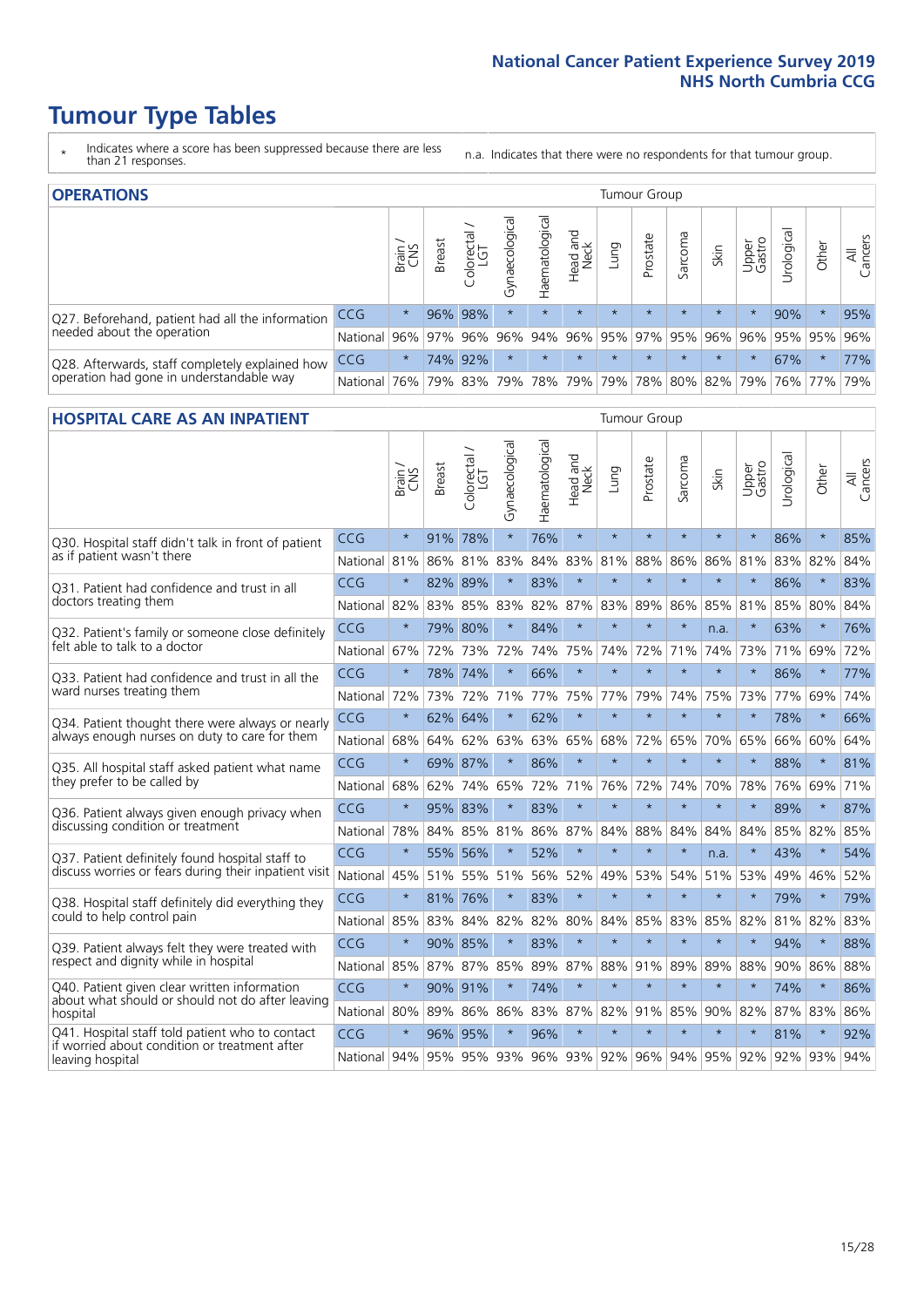# Tumour Type Tables

\* Indicates where a score has been suppressed because there are less than 21 responses.

n.a. Indicates that there were no respondents for that tumour group.

## OPERATIONS

| | | Brain / CNS | Breast | Colorectal / LGT | Gynaecological | Haematological | Head and Neck | Lung | Prostate | Sarcoma | Skin | Upper Gastro | Urological | Other | All Cancers |
|---|---|---|---|---|---|---|---|---|---|---|---|---|---|---|---|
| Q27. Beforehand, patient had all the information needed about the operation | CCG | * | 96% | 98% | * | * | * | * | * | * | * | * | 90% | * | 95% |
| | National | 96% | 97% | 96% | 96% | 94% | 96% | 95% | 97% | 95% | 96% | 96% | 95% | 95% | 96% |
| Q28. Afterwards, staff completely explained how operation had gone in understandable way | CCG | * | 74% | 92% | * | * | * | * | * | * | * | * | 67% | * | 77% |
| | National | 76% | 79% | 83% | 79% | 78% | 79% | 79% | 78% | 80% | 82% | 79% | 76% | 77% | 79% |

## HOSPITAL CARE AS AN INPATIENT

| | | Brain / CNS | Breast | Colorectal / LGT | Gynaecological | Haematological | Head and Neck | Lung | Prostate | Sarcoma | Skin | Upper Gastro | Urological | Other | All Cancers |
|---|---|---|---|---|---|---|---|---|---|---|---|---|---|---|---|
| Q30. Hospital staff didn't talk in front of patient as if patient wasn't there | CCG | * | 91% | 78% | * | 76% | * | * | * | * | * | * | 86% | * | 85% |
| | National | 81% | 86% | 81% | 83% | 84% | 83% | 81% | 88% | 86% | 86% | 81% | 83% | 82% | 84% |
| Q31. Patient had confidence and trust in all doctors treating them | CCG | * | 82% | 89% | * | 83% | * | * | * | * | * | * | 86% | * | 83% |
| | National | 82% | 83% | 85% | 83% | 82% | 87% | 83% | 89% | 86% | 85% | 81% | 85% | 80% | 84% |
| Q32. Patient's family or someone close definitely felt able to talk to a doctor | CCG | * | 79% | 80% | * | 84% | * | * | * | * | n.a. | * | 63% | * | 76% |
| | National | 67% | 72% | 73% | 72% | 74% | 75% | 74% | 72% | 71% | 74% | 73% | 71% | 69% | 72% |
| Q33. Patient had confidence and trust in all the ward nurses treating them | CCG | * | 78% | 74% | * | 66% | * | * | * | * | * | * | 86% | * | 77% |
| | National | 72% | 73% | 72% | 71% | 77% | 75% | 77% | 79% | 74% | 75% | 73% | 77% | 69% | 74% |
| Q34. Patient thought there were always or nearly always enough nurses on duty to care for them | CCG | * | 62% | 64% | * | 62% | * | * | * | * | * | * | 78% | * | 66% |
| | National | 68% | 64% | 62% | 63% | 63% | 65% | 68% | 72% | 65% | 70% | 65% | 66% | 60% | 64% |
| Q35. All hospital staff asked patient what name they prefer to be called by | CCG | * | 69% | 87% | * | 86% | * | * | * | * | * | * | 88% | * | 81% |
| | National | 68% | 62% | 74% | 65% | 72% | 71% | 76% | 72% | 74% | 70% | 78% | 76% | 69% | 71% |
| Q36. Patient always given enough privacy when discussing condition or treatment | CCG | * | 95% | 83% | * | 83% | * | * | * | * | * | * | 89% | * | 87% |
| | National | 78% | 84% | 85% | 81% | 86% | 87% | 84% | 88% | 84% | 84% | 84% | 85% | 82% | 85% |
| Q37. Patient definitely found hospital staff to discuss worries or fears during their inpatient visit | CCG | * | 55% | 56% | * | 52% | * | * | * | * | n.a. | * | 43% | * | 54% |
| | National | 45% | 51% | 55% | 51% | 56% | 52% | 49% | 53% | 54% | 51% | 53% | 49% | 46% | 52% |
| Q38. Hospital staff definitely did everything they could to help control pain | CCG | * | 81% | 76% | * | 83% | * | * | * | * | * | * | 79% | * | 79% |
| | National | 85% | 83% | 84% | 82% | 82% | 80% | 84% | 85% | 83% | 85% | 82% | 81% | 82% | 83% |
| Q39. Patient always felt they were treated with respect and dignity while in hospital | CCG | * | 90% | 85% | * | 83% | * | * | * | * | * | * | 94% | * | 88% |
| | National | 85% | 87% | 87% | 85% | 89% | 87% | 88% | 91% | 89% | 89% | 88% | 90% | 86% | 88% |
| Q40. Patient given clear written information about what should or should not do after leaving hospital | CCG | * | 90% | 91% | * | 74% | * | * | * | * | * | * | 74% | * | 86% |
| | National | 80% | 89% | 86% | 86% | 83% | 87% | 82% | 91% | 85% | 90% | 82% | 87% | 83% | 86% |
| Q41. Hospital staff told patient who to contact if worried about condition or treatment after leaving hospital | CCG | * | 96% | 95% | * | 96% | * | * | * | * | * | * | 81% | * | 92% |
| | National | 94% | 95% | 95% | 93% | 96% | 93% | 92% | 96% | 94% | 95% | 92% | 92% | 93% | 94% |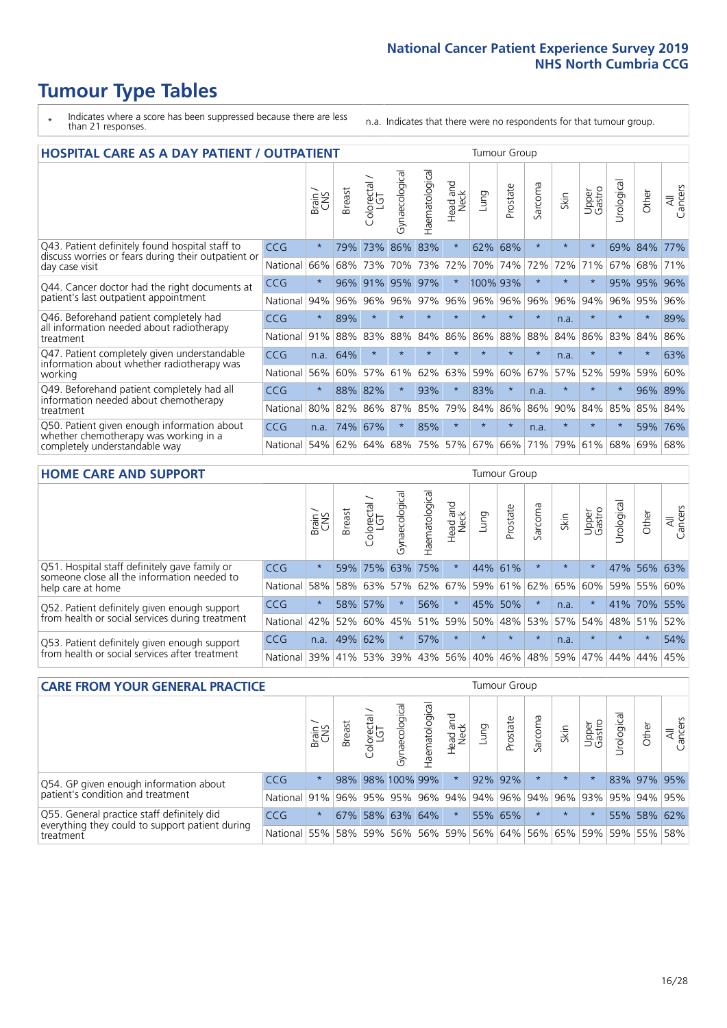# Tumour Type Tables

- \* Indicates where a score has been suppressed because there are less than 21 responses.
- n.a. Indicates that there were no respondents for that tumour group.

## HOSPITAL CARE AS A DAY PATIENT / OUTPATIENT

| | | Brain / CNS | Breast | Colorectal / LGT | Gynaecological | Haematological | Head and Neck | Lung | Prostate | Sarcoma | Skin | Upper Gastro | Urological | Other | All Cancers |
|---|---|---|---|---|---|---|---|---|---|---|---|---|---|---|---|
| Q43. Patient definitely found hospital staff to discuss worries or fears during their outpatient or day case visit | CCG | * | 79% | 73% | 86% | 83% | * | 62% | 68% | * | * | * | 69% | 84% | 77% |
| | National | 66% | 68% | 73% | 70% | 73% | 72% | 70% | 74% | 72% | 72% | 71% | 67% | 68% | 71% |
| Q44. Cancer doctor had the right documents at patient's last outpatient appointment | CCG | * | 96% | 91% | 95% | 97% | * | 100% | 93% | * | * | * | 95% | 95% | 96% |
| | National | 94% | 96% | 96% | 96% | 97% | 96% | 96% | 96% | 96% | 96% | 94% | 96% | 95% | 96% |
| Q46. Beforehand patient completely had all information needed about radiotherapy treatment | CCG | * | 89% | * | * | * | * | * | * | * | n.a. | * | * | * | 89% |
| | National | 91% | 88% | 83% | 88% | 84% | 86% | 86% | 88% | 88% | 84% | 86% | 83% | 84% | 86% |
| Q47. Patient completely given understandable information about whether radiotherapy was working | CCG | n.a. | 64% | * | * | * | * | * | * | * | n.a. | * | * | * | 63% |
| | National | 56% | 60% | 57% | 61% | 62% | 63% | 59% | 60% | 67% | 57% | 52% | 59% | 59% | 60% |
| Q49. Beforehand patient completely had all information needed about chemotherapy treatment | CCG | * | 88% | 82% | * | 93% | * | 83% | * | n.a. | * | * | * | 96% | 89% |
| | National | 80% | 82% | 86% | 87% | 85% | 79% | 84% | 86% | 86% | 90% | 84% | 85% | 85% | 84% |
| Q50. Patient given enough information about whether chemotherapy was working in a completely understandable way | CCG | n.a. | 74% | 67% | * | 85% | * | * | * | n.a. | * | * | * | 59% | 76% |
| | National | 54% | 62% | 64% | 68% | 75% | 57% | 67% | 66% | 71% | 79% | 61% | 68% | 69% | 68% |

## HOME CARE AND SUPPORT

| | | Brain / CNS | Breast | Colorectal / LGT | Gynaecological | Haematological | Head and Neck | Lung | Prostate | Sarcoma | Skin | Upper Gastro | Urological | Other | All Cancers |
|---|---|---|---|---|---|---|---|---|---|---|---|---|---|---|---|
| Q51. Hospital staff definitely gave family or someone close all the information needed to help care at home | CCG | * | 59% | 75% | 63% | 75% | * | 44% | 61% | * | * | * | 47% | 56% | 63% |
| | National | 58% | 58% | 63% | 57% | 62% | 67% | 59% | 61% | 62% | 65% | 60% | 59% | 55% | 60% |
| Q52. Patient definitely given enough support from health or social services during treatment | CCG | * | 58% | 57% | * | 56% | * | 45% | 50% | * | n.a. | * | 41% | 70% | 55% |
| | National | 42% | 52% | 60% | 45% | 51% | 59% | 50% | 48% | 53% | 57% | 54% | 48% | 51% | 52% |
| Q53. Patient definitely given enough support from health or social services after treatment | CCG | n.a. | 49% | 62% | * | 57% | * | * | * | * | n.a. | * | * | * | 54% |
| | National | 39% | 41% | 53% | 39% | 43% | 56% | 40% | 46% | 48% | 59% | 47% | 44% | 44% | 45% |

## CARE FROM YOUR GENERAL PRACTICE

| | | Brain / CNS | Breast | Colorectal / LGT | Gynaecological | Haematological | Head and Neck | Lung | Prostate | Sarcoma | Skin | Upper Gastro | Urological | Other | All Cancers |
|---|---|---|---|---|---|---|---|---|---|---|---|---|---|---|---|
| Q54. GP given enough information about patient's condition and treatment | CCG | * | 98% | 98% | 100% | 99% | * | 92% | 92% | * | * | * | 83% | 97% | 95% |
| | National | 91% | 96% | 95% | 95% | 96% | 94% | 94% | 96% | 94% | 96% | 93% | 95% | 94% | 95% |
| Q55. General practice staff definitely did everything they could to support patient during treatment | CCG | * | 67% | 58% | 63% | 64% | * | 55% | 65% | * | * | * | 55% | 58% | 62% |
| | National | 55% | 58% | 59% | 56% | 56% | 59% | 56% | 64% | 56% | 65% | 59% | 59% | 55% | 58% |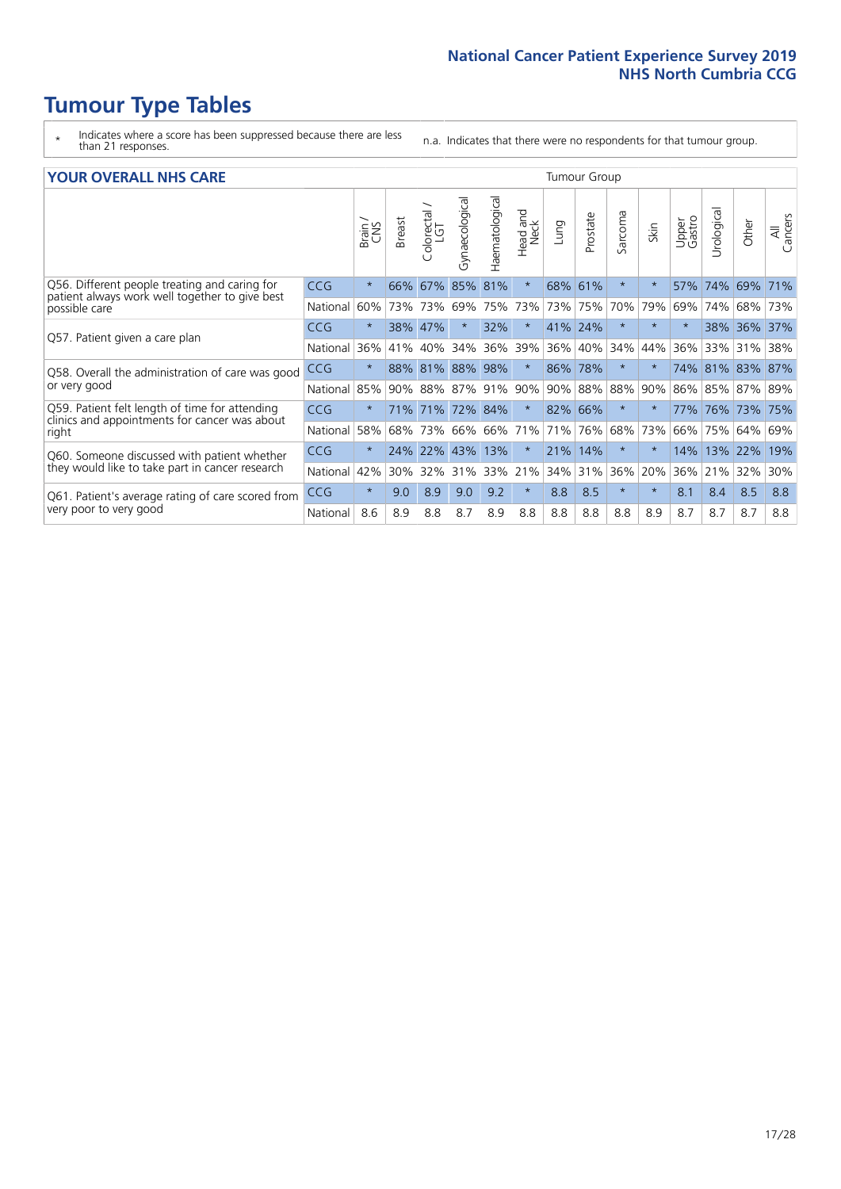# Tumour Type Tables

\* Indicates where a score has been suppressed because there are less than 21 responses.

n.a. Indicates that there were no respondents for that tumour group.

## YOUR OVERALL NHS CARE

| | | Brain / CNS | Breast | Colorectal / LGT | Gynaecological | Haematological | Head and Neck | Lung | Prostate | Sarcoma | Skin | Upper Gastro | Urological | Other | All Cancers |
|---|---|---|---|---|---|---|---|---|---|---|---|---|---|---|---|
| Q56. Different people treating and caring for patient always work well together to give best possible care | CCG | * | 66% | 67% | 85% | 81% | * | 68% | 61% | * | * | 57% | 74% | 69% | 71% |
| | National | 60% | 73% | 73% | 69% | 75% | 73% | 73% | 75% | 70% | 79% | 69% | 74% | 68% | 73% |
| Q57. Patient given a care plan | CCG | * | 38% | 47% | * | 32% | * | 41% | 24% | * | * | * | 38% | 36% | 37% |
| | National | 36% | 41% | 40% | 34% | 36% | 39% | 36% | 40% | 34% | 44% | 36% | 33% | 31% | 38% |
| Q58. Overall the administration of care was good or very good | CCG | * | 88% | 81% | 88% | 98% | * | 86% | 78% | * | * | 74% | 81% | 83% | 87% |
| | National | 85% | 90% | 88% | 87% | 91% | 90% | 90% | 88% | 88% | 90% | 86% | 85% | 87% | 89% |
| Q59. Patient felt length of time for attending clinics and appointments for cancer was about right | CCG | * | 71% | 71% | 72% | 84% | * | 82% | 66% | * | * | 77% | 76% | 73% | 75% |
| | National | 58% | 68% | 73% | 66% | 66% | 71% | 71% | 76% | 68% | 73% | 66% | 75% | 64% | 69% |
| Q60. Someone discussed with patient whether they would like to take part in cancer research | CCG | * | 24% | 22% | 43% | 13% | * | 21% | 14% | * | * | 14% | 13% | 22% | 19% |
| | National | 42% | 30% | 32% | 31% | 33% | 21% | 34% | 31% | 36% | 20% | 36% | 21% | 32% | 30% |
| Q61. Patient's average rating of care scored from very poor to very good | CCG | * | 9.0 | 8.9 | 9.0 | 9.2 | * | 8.8 | 8.5 | * | * | 8.1 | 8.4 | 8.5 | 8.8 |
| | National | 8.6 | 8.9 | 8.8 | 8.7 | 8.9 | 8.8 | 8.8 | 8.8 | 8.8 | 8.9 | 8.7 | 8.7 | 8.7 | 8.8 |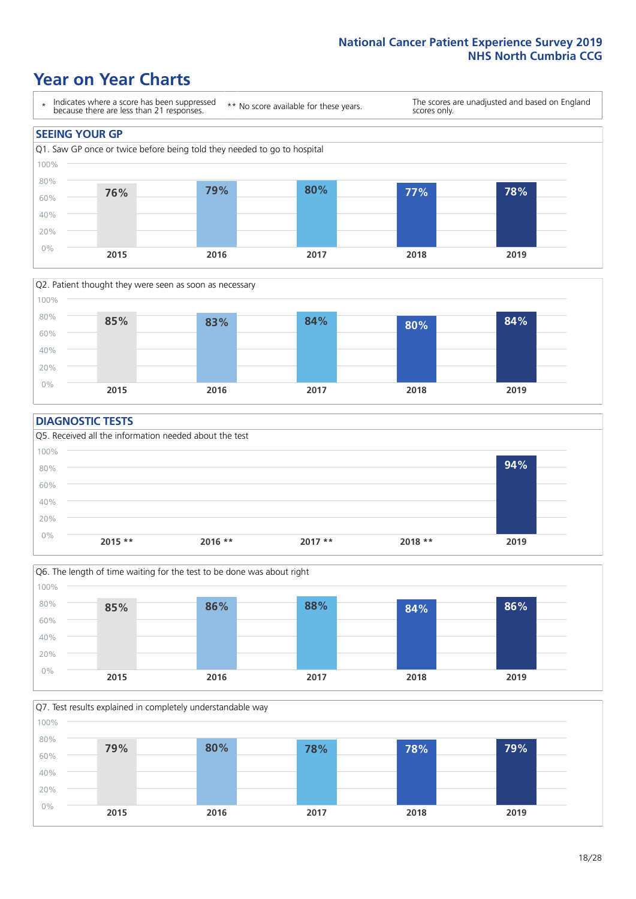## Year on Year Charts

\* Indicates where a score has been suppressed because there are less than 21 responses.

** No score available for these years.

The scores are unadjusted and based on England scores only.

### SEEING YOUR GP

Q1. Saw GP once or twice before being told they needed to go to hospital

| 2015 | 2016 | 2017 | 2018 | 2019 |
|---|---|---|---|---|
| 76% | 79% | 80% | 77% | 78% |

Q2. Patient thought they were seen as soon as necessary

| 2015 | 2016 | 2017 | 2018 | 2019 |
|---|---|---|---|---|
| 85% | 83% | 84% | 80% | 84% |

### DIAGNOSTIC TESTS

Q5. Received all the information needed about the test

| 2015 ** | 2016 ** | 2017 ** | 2018 ** | 2019 |
|---|---|---|---|---|
| | | | | 94% |

Q6. The length of time waiting for the test to be done was about right

| 2015 | 2016 | 2017 | 2018 | 2019 |
|---|---|---|---|---|
| 85% | 86% | 88% | 84% | 86% |

Q7. Test results explained in completely understandable way

| 2015 | 2016 | 2017 | 2018 | 2019 |
|---|---|---|---|---|
| 79% | 80% | 78% | 78% | 79% |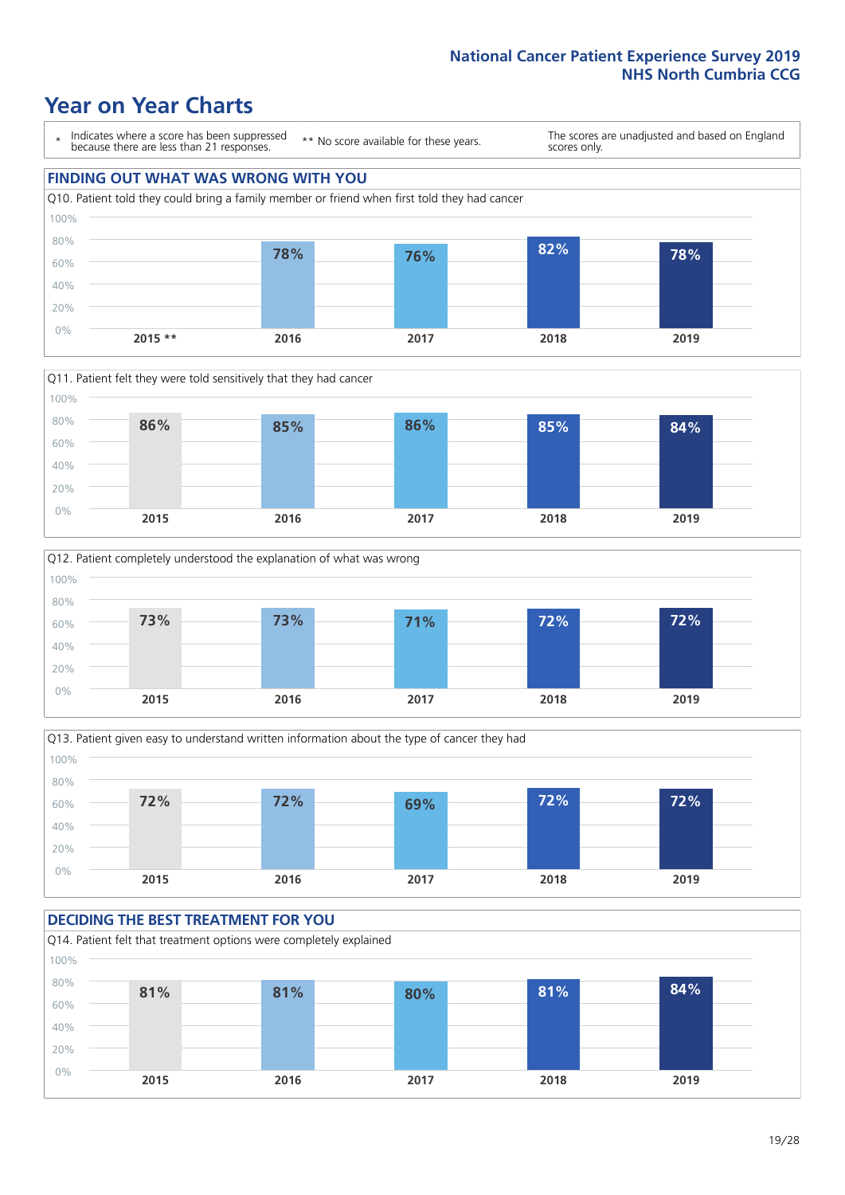# Year on Year Charts

\* Indicates where a score has been suppressed because there are less than 21 responses.

** No score available for these years.

The scores are unadjusted and based on England scores only.

## FINDING OUT WHAT WAS WRONG WITH YOU

Q10. Patient told they could bring a family member or friend when first told they had cancer

| 2015 ** | 2016 | 2017 | 2018 | 2019 |
|---|---|---|---|---|
| | 78% | 76% | 82% | 78% |

Q11. Patient felt they were told sensitively that they had cancer

| 2015 | 2016 | 2017 | 2018 | 2019 |
|---|---|---|---|---|
| 86% | 85% | 86% | 85% | 84% |

Q12. Patient completely understood the explanation of what was wrong

| 2015 | 2016 | 2017 | 2018 | 2019 |
|---|---|---|---|---|
| 73% | 73% | 71% | 72% | 72% |

Q13. Patient given easy to understand written information about the type of cancer they had

| 2015 | 2016 | 2017 | 2018 | 2019 |
|---|---|---|---|---|
| 72% | 72% | 69% | 72% | 72% |

## DECIDING THE BEST TREATMENT FOR YOU

Q14. Patient felt that treatment options were completely explained

| 2015 | 2016 | 2017 | 2018 | 2019 |
|---|---|---|---|---|
| 81% | 81% | 80% | 81% | 84% |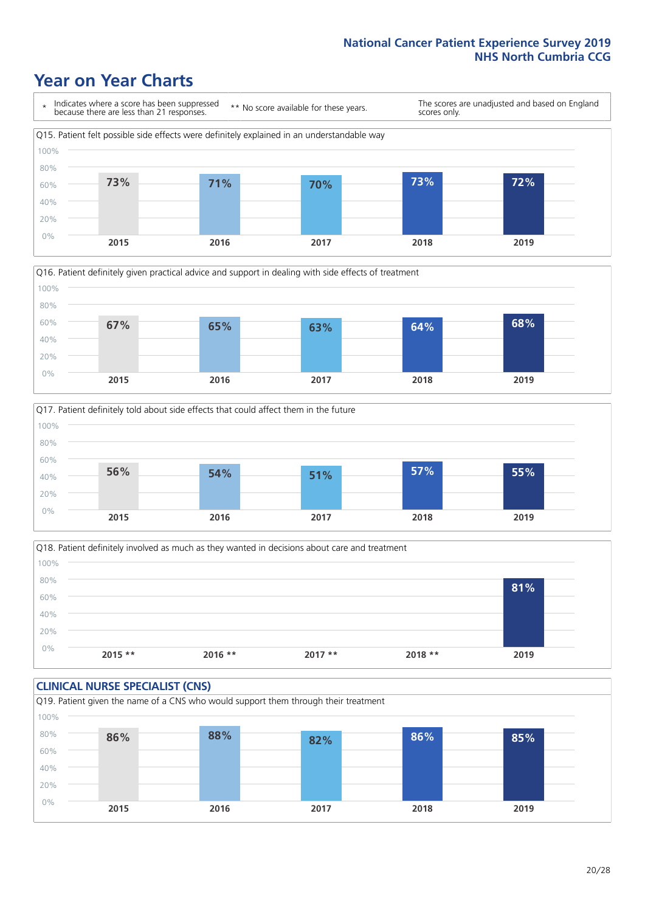# Year on Year Charts

\* Indicates where a score has been suppressed because there are less than 21 responses.

** No score available for these years.

The scores are unadjusted and based on England scores only.

Q15. Patient felt possible side effects were definitely explained in an understandable way

| 2015 | 2016 | 2017 | 2018 | 2019 |
|---|---|---|---|---|
| 73% | 71% | 70% | 73% | 72% |

Q16. Patient definitely given practical advice and support in dealing with side effects of treatment

| 2015 | 2016 | 2017 | 2018 | 2019 |
|---|---|---|---|---|
| 67% | 65% | 63% | 64% | 68% |

Q17. Patient definitely told about side effects that could affect them in the future

| 2015 | 2016 | 2017 | 2018 | 2019 |
|---|---|---|---|---|
| 56% | 54% | 51% | 57% | 55% |

Q18. Patient definitely involved as much as they wanted in decisions about care and treatment

| 2015 ** | 2016 ** | 2017 ** | 2018 ** | 2019 |
|---|---|---|---|---|
| | | | | 81% |

## CLINICAL NURSE SPECIALIST (CNS)

Q19. Patient given the name of a CNS who would support them through their treatment

| 2015 | 2016 | 2017 | 2018 | 2019 |
|---|---|---|---|---|
| 86% | 88% | 82% | 86% | 85% |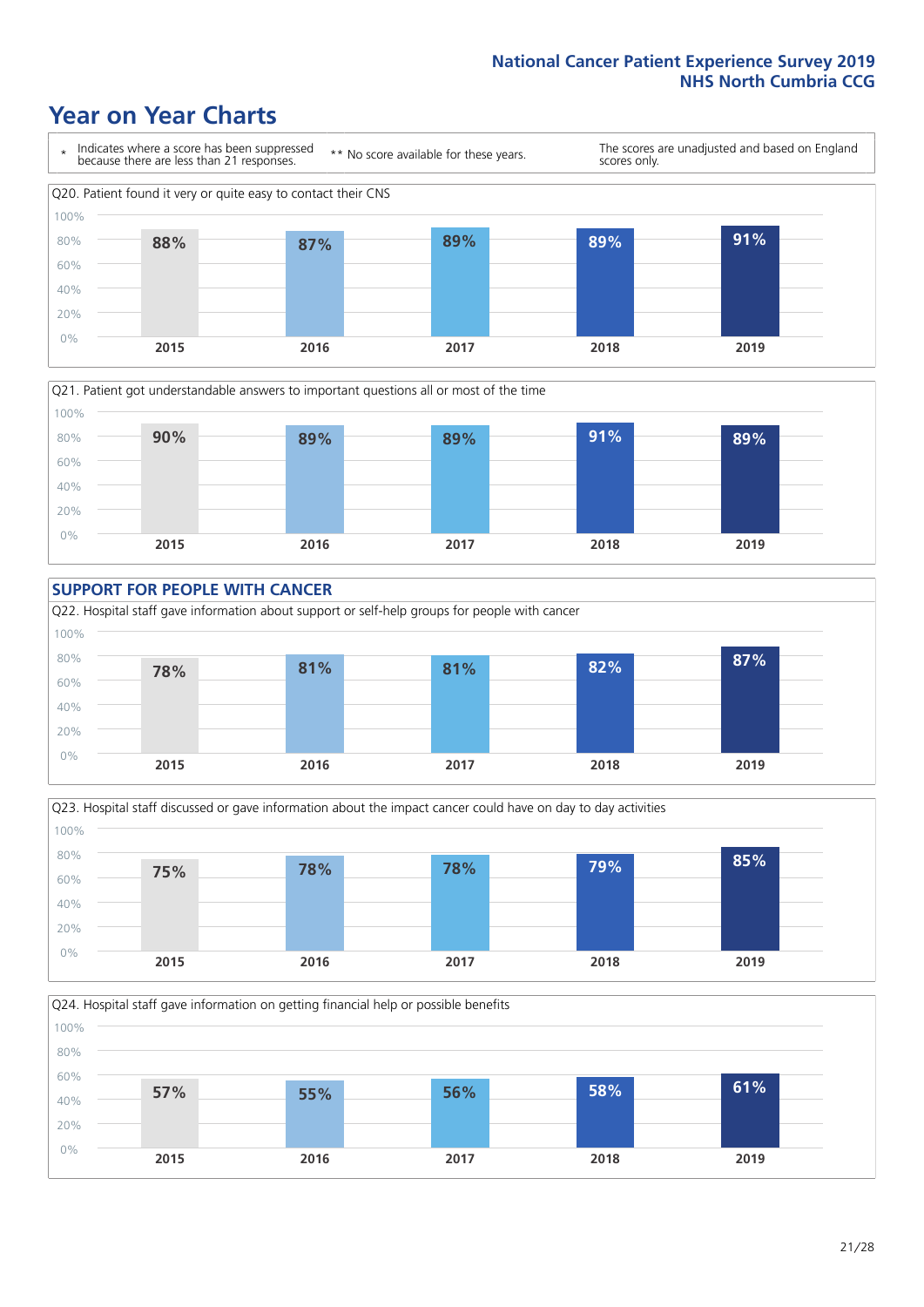# Year on Year Charts

\* Indicates where a score has been suppressed because there are less than 21 responses.

** No score available for these years.

The scores are unadjusted and based on England scores only.

Q20. Patient found it very or quite easy to contact their CNS

| 2015 | 2016 | 2017 | 2018 | 2019 |
|---|---|---|---|---|
| 88% | 87% | 89% | 89% | 91% |

Q21. Patient got understandable answers to important questions all or most of the time

| 2015 | 2016 | 2017 | 2018 | 2019 |
|---|---|---|---|---|
| 90% | 89% | 89% | 91% | 89% |

## SUPPORT FOR PEOPLE WITH CANCER

Q22. Hospital staff gave information about support or self-help groups for people with cancer

| 2015 | 2016 | 2017 | 2018 | 2019 |
|---|---|---|---|---|
| 78% | 81% | 81% | 82% | 87% |

Q23. Hospital staff discussed or gave information about the impact cancer could have on day to day activities

| 2015 | 2016 | 2017 | 2018 | 2019 |
|---|---|---|---|---|
| 75% | 78% | 78% | 79% | 85% |

Q24. Hospital staff gave information on getting financial help or possible benefits

| 2015 | 2016 | 2017 | 2018 | 2019 |
|---|---|---|---|---|
| 57% | 55% | 56% | 58% | 61% |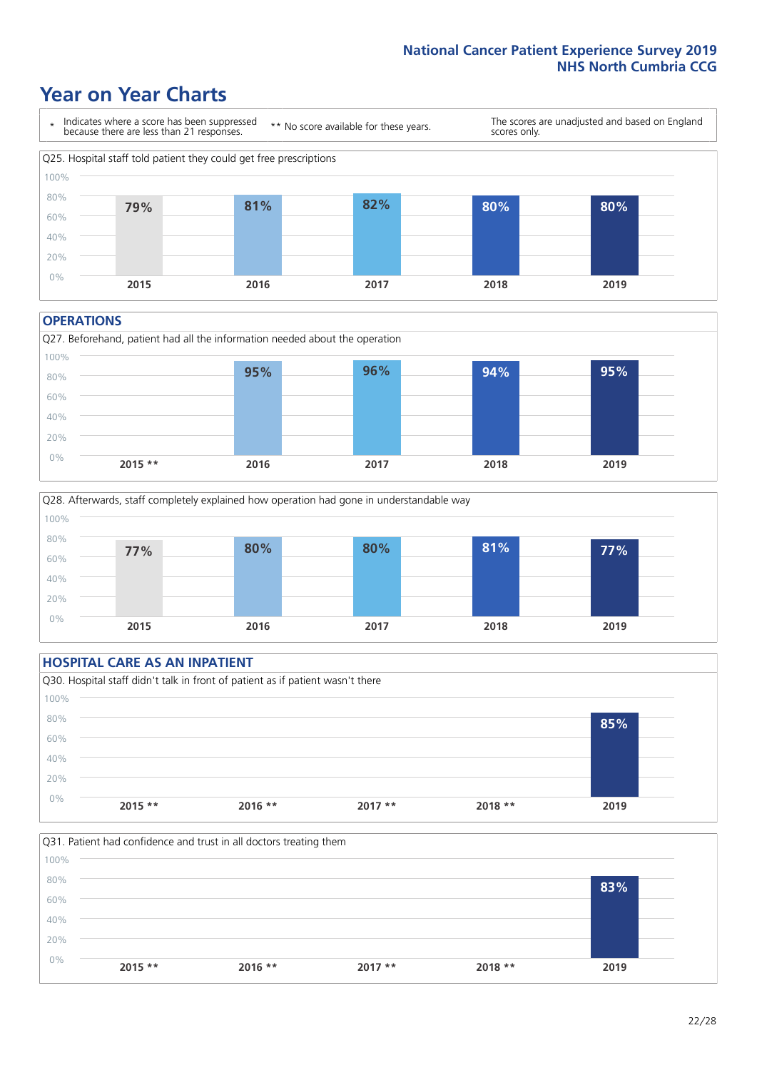# Year on Year Charts

\* Indicates where a score has been suppressed because there are less than 21 responses.

** No score available for these years.

The scores are unadjusted and based on England scores only.

Q25. Hospital staff told patient they could get free prescriptions

| 2015 | 2016 | 2017 | 2018 | 2019 |
|---|---|---|---|---|
| 79% | 81% | 82% | 80% | 80% |

## OPERATIONS

Q27. Beforehand, patient had all the information needed about the operation

| 2015 ** | 2016 | 2017 | 2018 | 2019 |
|---|---|---|---|---|
| | 95% | 96% | 94% | 95% |

Q28. Afterwards, staff completely explained how operation had gone in understandable way

| 2015 | 2016 | 2017 | 2018 | 2019 |
|---|---|---|---|---|
| 77% | 80% | 80% | 81% | 77% |

## HOSPITAL CARE AS AN INPATIENT

Q30. Hospital staff didn't talk in front of patient as if patient wasn't there

| 2015 ** | 2016 ** | 2017 ** | 2018 ** | 2019 |
|---|---|---|---|---|
| | | | | 85% |

Q31. Patient had confidence and trust in all doctors treating them

| 2015 ** | 2016 ** | 2017 ** | 2018 ** | 2019 |
|---|---|---|---|---|
| | | | | 83% |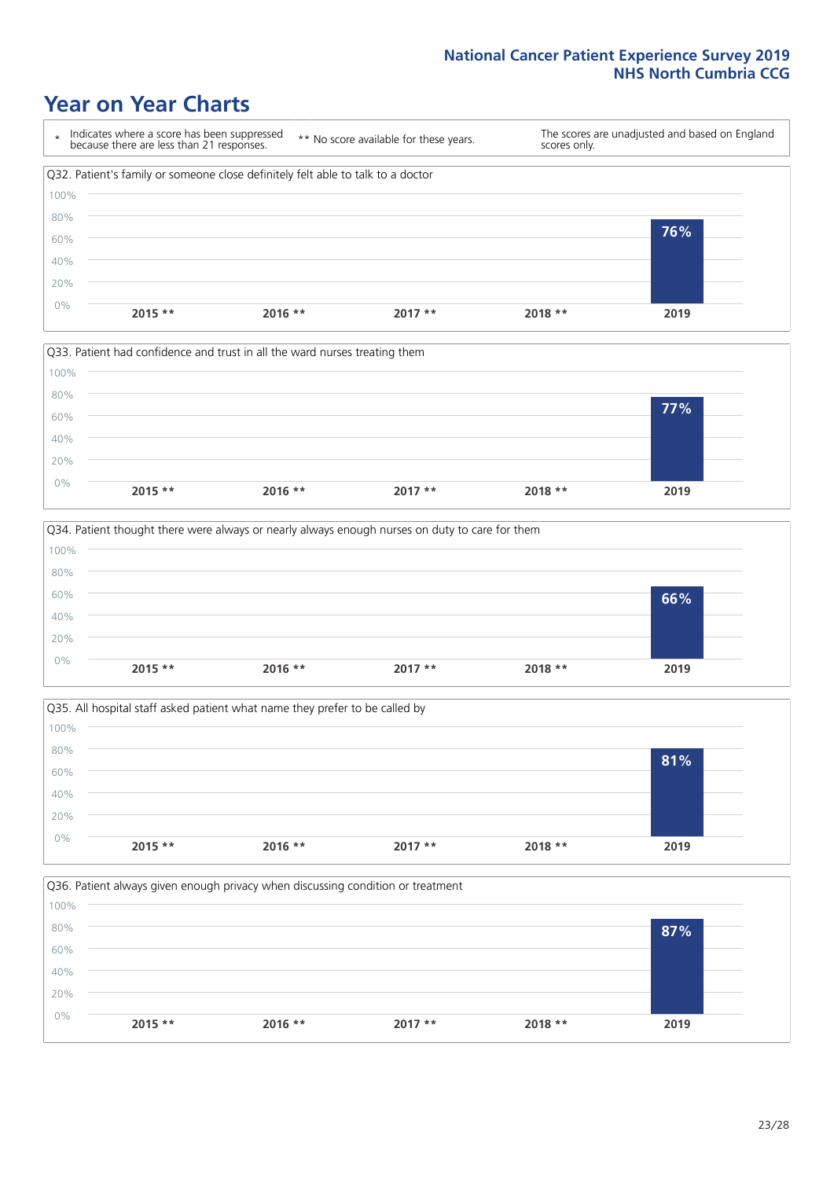# Year on Year Charts

| * | Indicates where a score has been suppressed because there are less than 21 responses. | ** No score available for these years. | The scores are unadjusted and based on England scores only. |
|---|---|---|---|

Q32. Patient's family or someone close definitely felt able to talk to a doctor

| 2015 ** | 2016 ** | 2017 ** | 2018 ** | 2019 |
|---|---|---|---|---|
| | | | | 76% |

Q33. Patient had confidence and trust in all the ward nurses treating them

| 2015 ** | 2016 ** | 2017 ** | 2018 ** | 2019 |
|---|---|---|---|---|
| | | | | 77% |

Q34. Patient thought there were always or nearly always enough nurses on duty to care for them

| 2015 ** | 2016 ** | 2017 ** | 2018 ** | 2019 |
|---|---|---|---|---|
| | | | | 66% |

Q35. All hospital staff asked patient what name they prefer to be called by

| 2015 ** | 2016 ** | 2017 ** | 2018 ** | 2019 |
|---|---|---|---|---|
| | | | | 81% |

Q36. Patient always given enough privacy when discussing condition or treatment

| 2015 ** | 2016 ** | 2017 ** | 2018 ** | 2019 |
|---|---|---|---|---|
| | | | | 87% |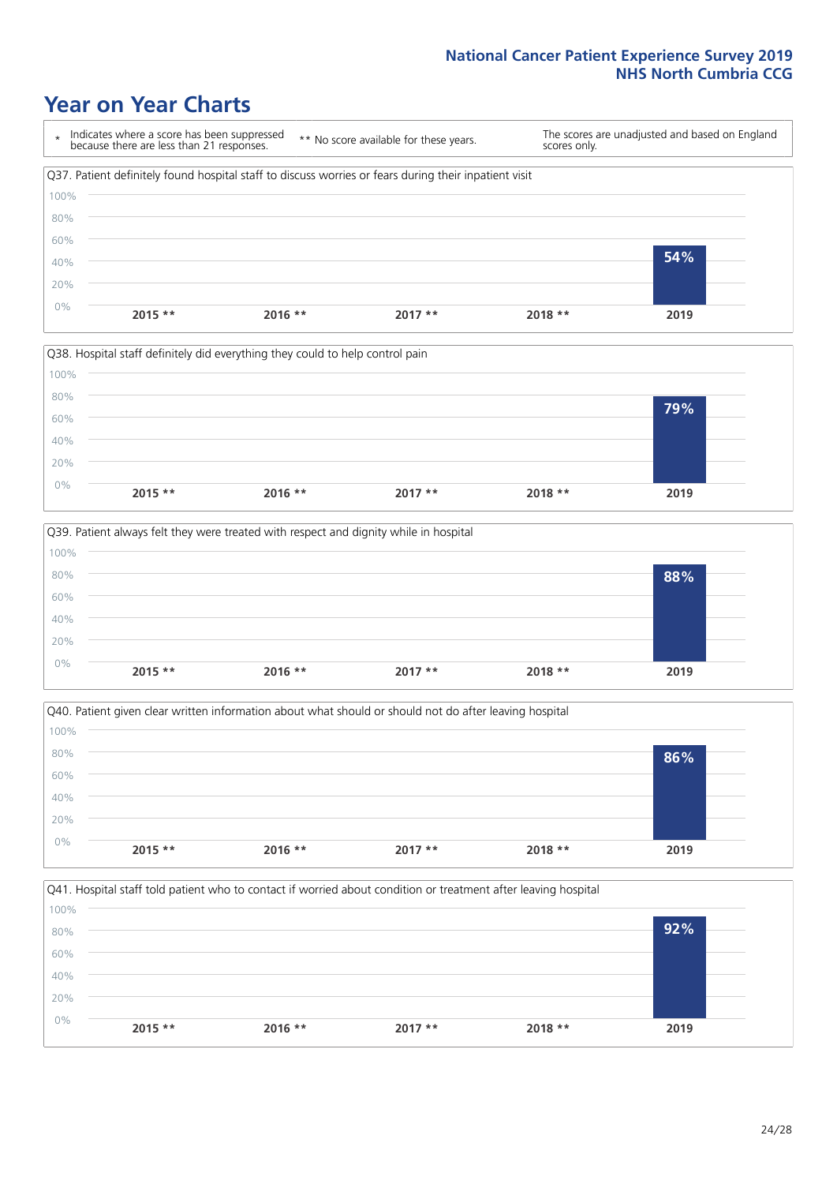# Year on Year Charts

| * Indicates where a score has been suppressed because there are less than 21 responses. | ** No score available for these years. | The scores are unadjusted and based on England scores only. |
|---|---|---|

Q37. Patient definitely found hospital staff to discuss worries or fears during their inpatient visit

| 2015 ** | 2016 ** | 2017 ** | 2018 ** | 2019 |
|---|---|---|---|---|
| | | | | 54% |

Q38. Hospital staff definitely did everything they could to help control pain

| 2015 ** | 2016 ** | 2017 ** | 2018 ** | 2019 |
|---|---|---|---|---|
| | | | | 79% |

Q39. Patient always felt they were treated with respect and dignity while in hospital

| 2015 ** | 2016 ** | 2017 ** | 2018 ** | 2019 |
|---|---|---|---|---|
| | | | | 88% |

Q40. Patient given clear written information about what should or should not do after leaving hospital

| 2015 ** | 2016 ** | 2017 ** | 2018 ** | 2019 |
|---|---|---|---|---|
| | | | | 86% |

Q41. Hospital staff told patient who to contact if worried about condition or treatment after leaving hospital

| 2015 ** | 2016 ** | 2017 ** | 2018 ** | 2019 |
|---|---|---|---|---|
| | | | | 92% |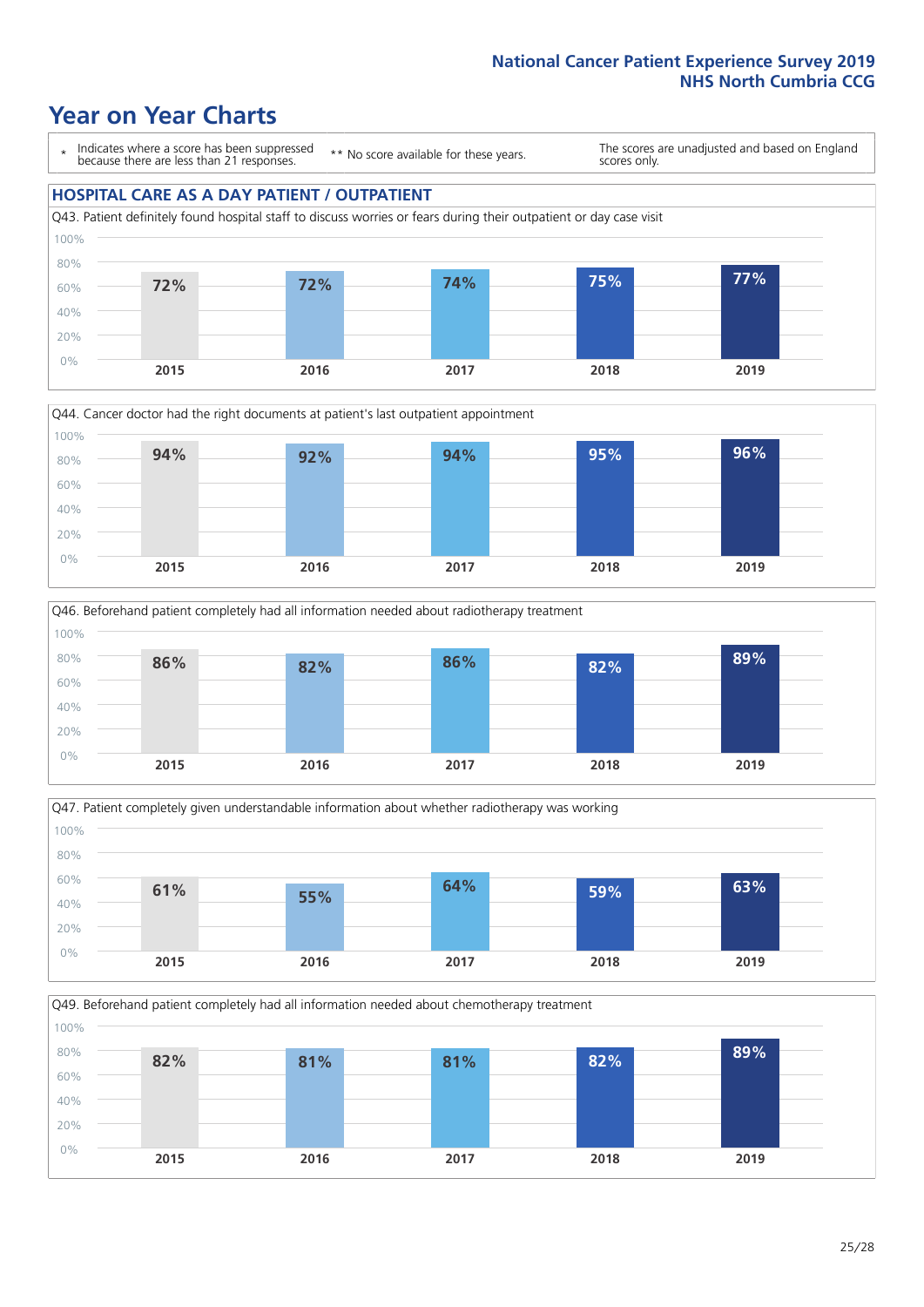# Year on Year Charts

\* Indicates where a score has been suppressed because there are less than 21 responses.

\*\* No score available for these years.

The scores are unadjusted and based on England scores only.

## HOSPITAL CARE AS A DAY PATIENT / OUTPATIENT

Q43. Patient definitely found hospital staff to discuss worries or fears during their outpatient or day case visit

| 2015 | 2016 | 2017 | 2018 | 2019 |
|---|---|---|---|---|
| 72% | 72% | 74% | 75% | 77% |

Q44. Cancer doctor had the right documents at patient's last outpatient appointment

| 2015 | 2016 | 2017 | 2018 | 2019 |
|---|---|---|---|---|
| 94% | 92% | 94% | 95% | 96% |

Q46. Beforehand patient completely had all information needed about radiotherapy treatment

| 2015 | 2016 | 2017 | 2018 | 2019 |
|---|---|---|---|---|
| 86% | 82% | 86% | 82% | 89% |

Q47. Patient completely given understandable information about whether radiotherapy was working

| 2015 | 2016 | 2017 | 2018 | 2019 |
|---|---|---|---|---|
| 61% | 55% | 64% | 59% | 63% |

Q49. Beforehand patient completely had all information needed about chemotherapy treatment

| 2015 | 2016 | 2017 | 2018 | 2019 |
|---|---|---|---|---|
| 82% | 81% | 81% | 82% | 89% |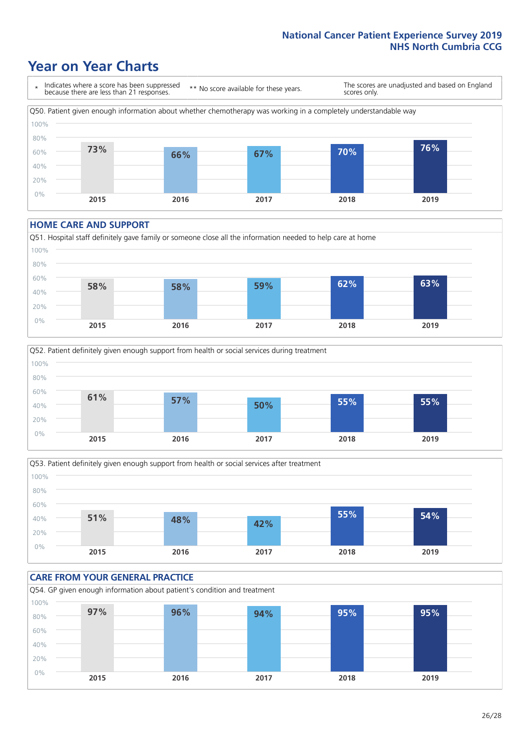# Year on Year Charts

\* Indicates where a score has been suppressed because there are less than 21 responses.

** No score available for these years.

The scores are unadjusted and based on England scores only.

Q50. Patient given enough information about whether chemotherapy was working in a completely understandable way

| 2015 | 2016 | 2017 | 2018 | 2019 |
|---|---|---|---|---|
| 73% | 66% | 67% | 70% | 76% |

## HOME CARE AND SUPPORT

Q51. Hospital staff definitely gave family or someone close all the information needed to help care at home

| 2015 | 2016 | 2017 | 2018 | 2019 |
|---|---|---|---|---|
| 58% | 58% | 59% | 62% | 63% |

Q52. Patient definitely given enough support from health or social services during treatment

| 2015 | 2016 | 2017 | 2018 | 2019 |
|---|---|---|---|---|
| 61% | 57% | 50% | 55% | 55% |

Q53. Patient definitely given enough support from health or social services after treatment

| 2015 | 2016 | 2017 | 2018 | 2019 |
|---|---|---|---|---|
| 51% | 48% | 42% | 55% | 54% |

## CARE FROM YOUR GENERAL PRACTICE

Q54. GP given enough information about patient's condition and treatment

| 2015 | 2016 | 2017 | 2018 | 2019 |
|---|---|---|---|---|
| 97% | 96% | 94% | 95% | 95% |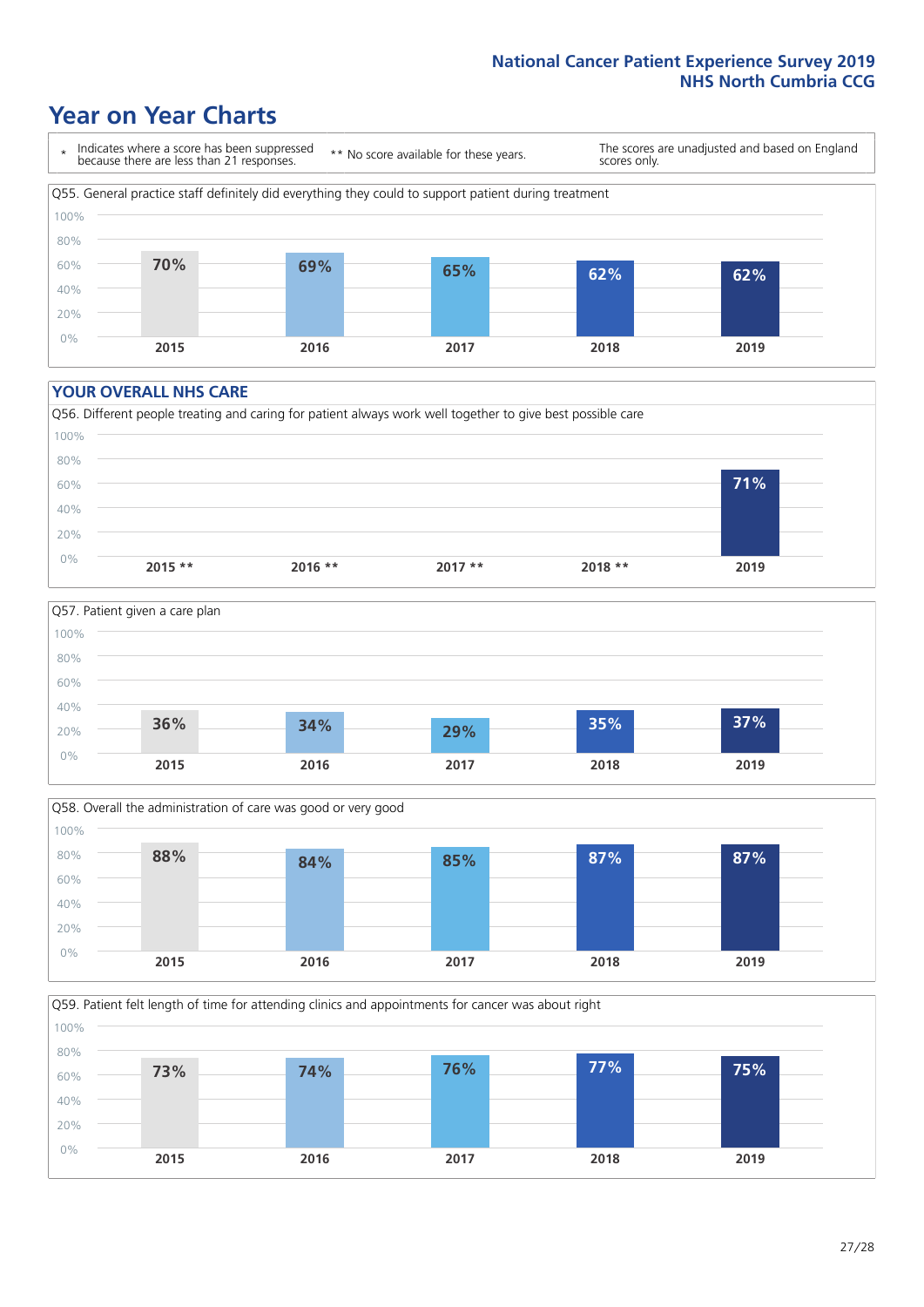# Year on Year Charts

| * Indicates where a score has been suppressed because there are less than 21 responses. | ** No score available for these years. | The scores are unadjusted and based on England scores only. |
|---|---|---|

Q55. General practice staff definitely did everything they could to support patient during treatment

| 2015 | 2016 | 2017 | 2018 | 2019 |
|---|---|---|---|---|
| 70% | 69% | 65% | 62% | 62% |

## YOUR OVERALL NHS CARE

Q56. Different people treating and caring for patient always work well together to give best possible care

| 2015 ** | 2016 ** | 2017 ** | 2018 ** | 2019 |
|---|---|---|---|---|
| | | | | 71% |

Q57. Patient given a care plan

| 2015 | 2016 | 2017 | 2018 | 2019 |
|---|---|---|---|---|
| 36% | 34% | 29% | 35% | 37% |

Q58. Overall the administration of care was good or very good

| 2015 | 2016 | 2017 | 2018 | 2019 |
|---|---|---|---|---|
| 88% | 84% | 85% | 87% | 87% |

Q59. Patient felt length of time for attending clinics and appointments for cancer was about right

| 2015 | 2016 | 2017 | 2018 | 2019 |
|---|---|---|---|---|
| 73% | 74% | 76% | 77% | 75% |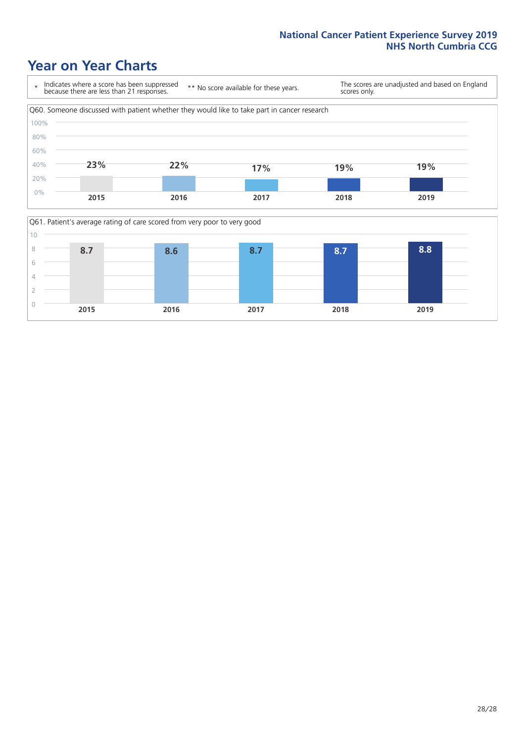# Year on Year Charts

\* Indicates where a score has been suppressed because there are less than 21 responses.

\*\* No score available for these years.

The scores are unadjusted and based on England scores only.

Q60. Someone discussed with patient whether they would like to take part in cancer research

100%
80%
60%
40%
20%
0%

23% 2015
22% 2016
17% 2017
19% 2018
19% 2019

Q61. Patient's average rating of care scored from very poor to very good

10
8
6
4
2
0

8.7 2015
8.6 2016
8.7 2017
8.7 2018
8.8 2019